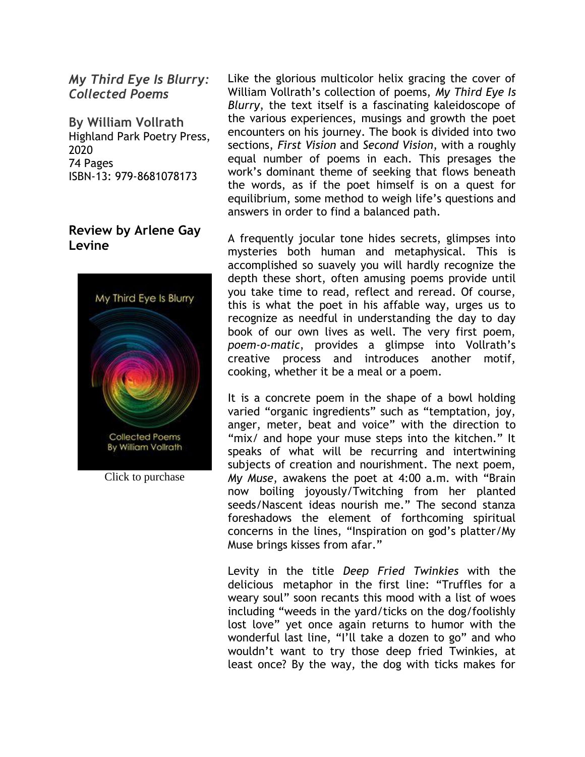## *My Third Eye Is Blurry: Collected Poems*

**By William Vollrath**
Highland Park Poetry Press, 2020
74 Pages
ISBN-13: 979-8681078173

### Review by Arlene Gay Levine

Click to purchase

Like the glorious multicolor helix gracing the cover of William Vollrath's collection of poems, *My Third Eye Is Blurry*, the text itself is a fascinating kaleidoscope of the various experiences, musings and growth the poet encounters on his journey. The book is divided into two sections, *First Vision* and *Second Vision*, with a roughly equal number of poems in each. This presages the work's dominant theme of seeking that flows beneath the words, as if the poet himself is on a quest for equilibrium, some method to weigh life's questions and answers in order to find a balanced path.

A frequently jocular tone hides secrets, glimpses into mysteries both human and metaphysical. This is accomplished so suavely you will hardly recognize the depth these short, often amusing poems provide until you take time to read, reflect and reread. Of course, this is what the poet in his affable way, urges us to recognize as needful in understanding the day to day book of our own lives as well. The very first poem, *poem-o-matic*, provides a glimpse into Vollrath's creative process and introduces another motif, cooking, whether it be a meal or a poem.

It is a concrete poem in the shape of a bowl holding varied "organic ingredients" such as "temptation, joy, anger, meter, beat and voice" with the direction to "mix/ and hope your muse steps into the kitchen." It speaks of what will be recurring and intertwining subjects of creation and nourishment. The next poem, *My Muse*, awakens the poet at 4:00 a.m. with "Brain now boiling joyously/Twitching from her planted seeds/Nascent ideas nourish me." The second stanza foreshadows the element of forthcoming spiritual concerns in the lines, "Inspiration on god's platter/My Muse brings kisses from afar."

Levity in the title *Deep Fried Twinkies* with the delicious metaphor in the first line: "Truffles for a weary soul" soon recants this mood with a list of woes including "weeds in the yard/ticks on the dog/foolishly lost love" yet once again returns to humor with the wonderful last line, "I'll take a dozen to go" and who wouldn't want to try those deep fried Twinkies, at least once? By the way, the dog with ticks makes for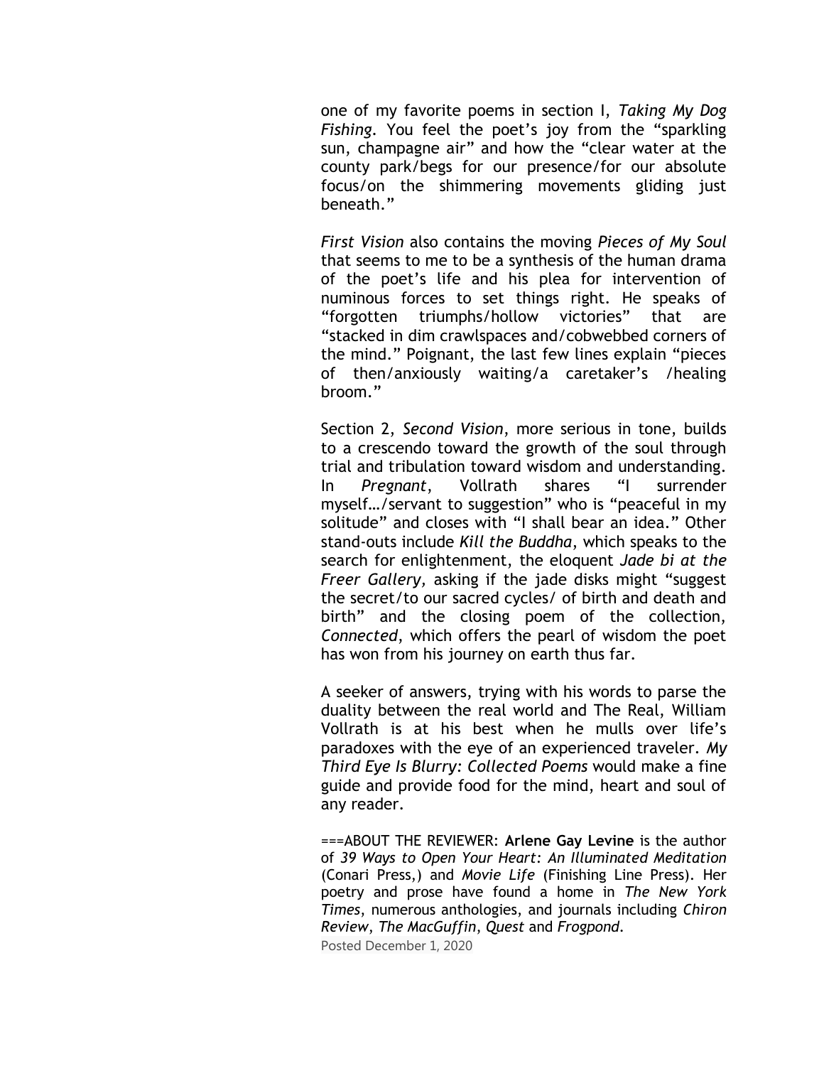one of my favorite poems in section I, *Taking My Dog Fishing.* You feel the poet's joy from the "sparkling sun, champagne air" and how the "clear water at the county park/begs for our presence/for our absolute focus/on the shimmering movements gliding just beneath."

*First Vision* also contains the moving *Pieces of My Soul* that seems to me to be a synthesis of the human drama of the poet's life and his plea for intervention of numinous forces to set things right. He speaks of "forgotten triumphs/hollow victories" that are "stacked in dim crawlspaces and/cobwebbed corners of the mind." Poignant, the last few lines explain "pieces of then/anxiously waiting/a caretaker's /healing broom."

Section 2, *Second Vision*, more serious in tone, builds to a crescendo toward the growth of the soul through trial and tribulation toward wisdom and understanding. In *Pregnant*, Vollrath shares "I surrender myself…/servant to suggestion" who is "peaceful in my solitude" and closes with "I shall bear an idea." Other stand-outs include *Kill the Buddha*, which speaks to the search for enlightenment, the eloquent *Jade bi at the Freer Gallery,* asking if the jade disks might "suggest the secret/to our sacred cycles/ of birth and death and birth" and the closing poem of the collection, *Connected*, which offers the pearl of wisdom the poet has won from his journey on earth thus far.

A seeker of answers, trying with his words to parse the duality between the real world and The Real, William Vollrath is at his best when he mulls over life's paradoxes with the eye of an experienced traveler. *My Third Eye Is Blurry: Collected Poems* would make a fine guide and provide food for the mind, heart and soul of any reader.

===ABOUT THE REVIEWER: **Arlene Gay Levine** is the author of *39 Ways to Open Your Heart: An Illuminated Meditation* (Conari Press,) and *Movie Life* (Finishing Line Press). Her poetry and prose have found a home in *The New York Times*, numerous anthologies, and journals including *Chiron Review*, *The MacGuffin*, *Quest* and *Frogpond.*

Posted December 1, 2020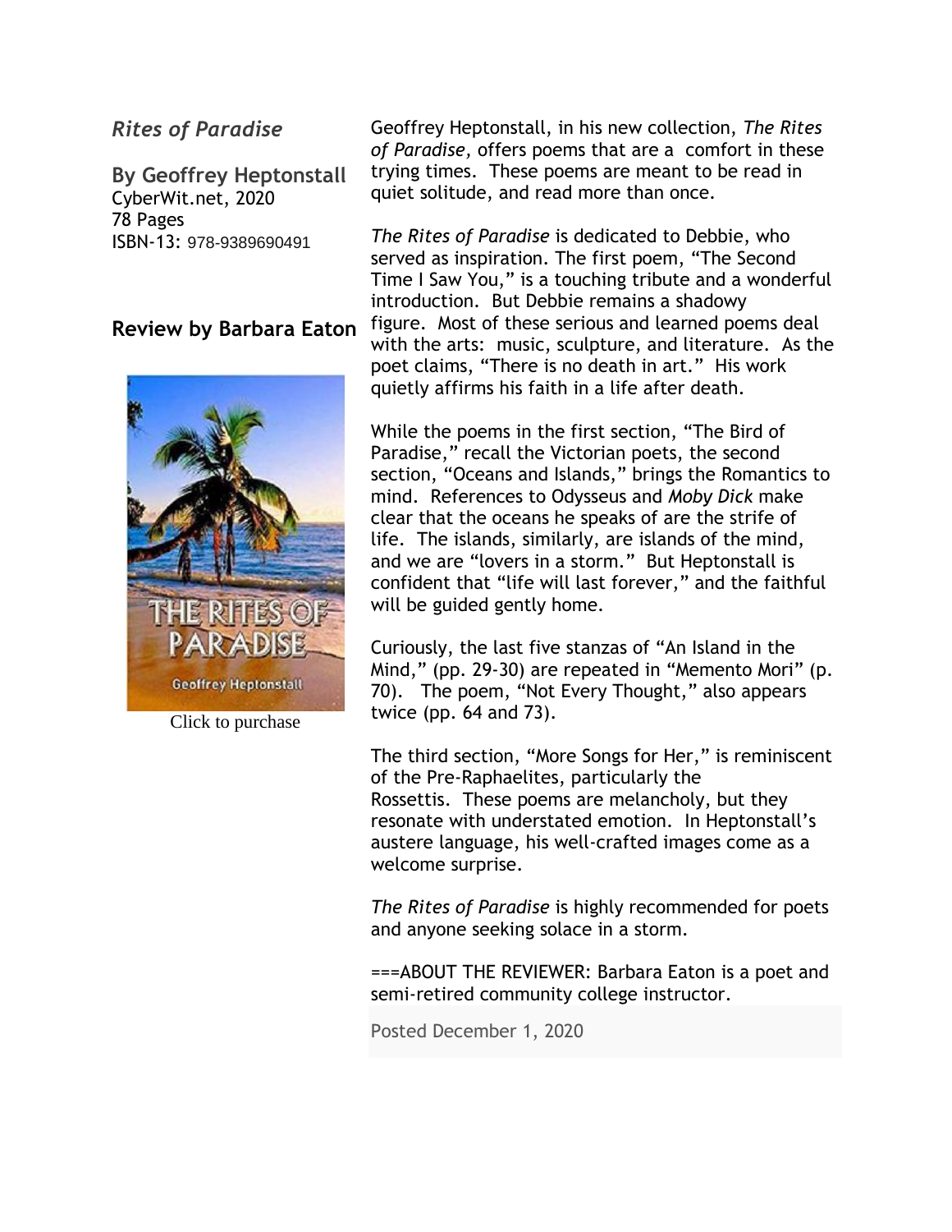*Rites of Paradise*

**By Geoffrey Heptonstall**
CyberWit.net, 2020
78 Pages
ISBN-13: 978-9389690491

**Review by Barbara Eaton**

Click to purchase

Geoffrey Heptonstall, in his new collection, *The Rites of Paradise,* offers poems that are a comfort in these trying times. These poems are meant to be read in quiet solitude, and read more than once.

*The Rites of Paradise* is dedicated to Debbie, who served as inspiration. The first poem, "The Second Time I Saw You," is a touching tribute and a wonderful introduction. But Debbie remains a shadowy figure. Most of these serious and learned poems deal with the arts: music, sculpture, and literature. As the poet claims, "There is no death in art." His work quietly affirms his faith in a life after death.

While the poems in the first section, "The Bird of Paradise," recall the Victorian poets, the second section, "Oceans and Islands," brings the Romantics to mind. References to Odysseus and *Moby Dick* make clear that the oceans he speaks of are the strife of life. The islands, similarly, are islands of the mind, and we are "lovers in a storm." But Heptonstall is confident that "life will last forever," and the faithful will be guided gently home.

Curiously, the last five stanzas of "An Island in the Mind," (pp. 29-30) are repeated in "Memento Mori" (p. 70). The poem, "Not Every Thought," also appears twice (pp. 64 and 73).

The third section, "More Songs for Her," is reminiscent of the Pre-Raphaelites, particularly the Rossettis. These poems are melancholy, but they resonate with understated emotion. In Heptonstall's austere language, his well-crafted images come as a welcome surprise.

*The Rites of Paradise* is highly recommended for poets and anyone seeking solace in a storm.

===ABOUT THE REVIEWER: Barbara Eaton is a poet and semi-retired community college instructor.

Posted December 1, 2020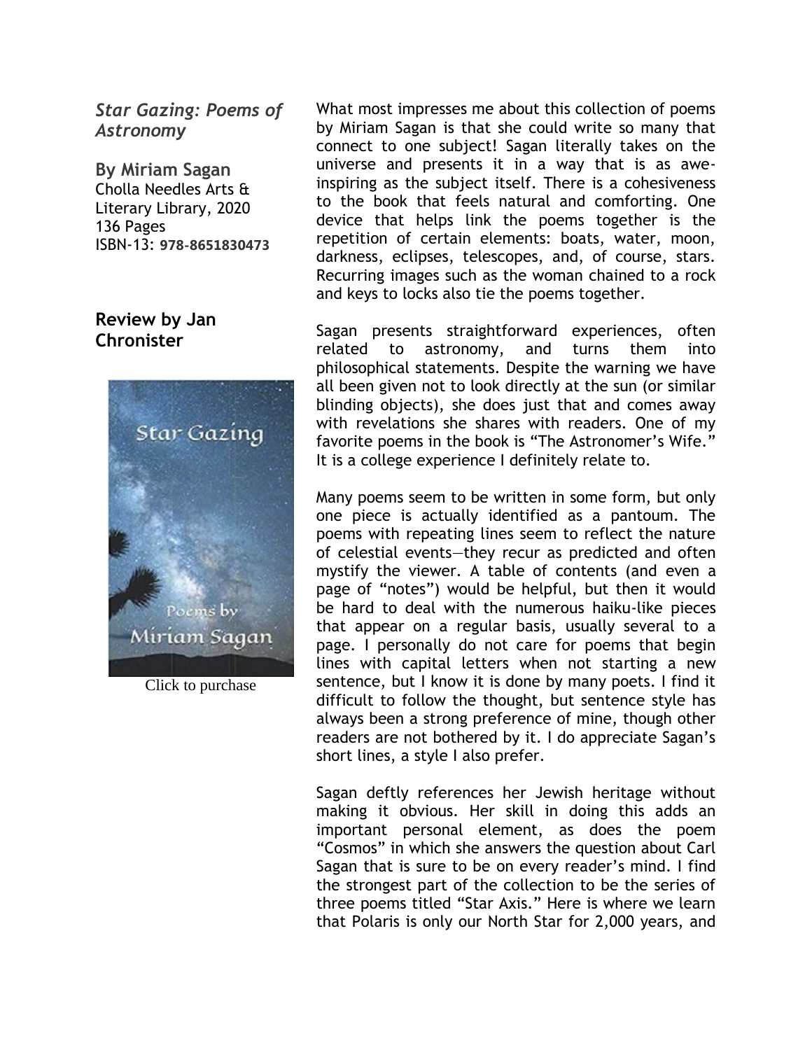*Star Gazing: Poems of Astronomy*

**By Miriam Sagan**
Cholla Needles Arts & Literary Library, 2020
136 Pages
ISBN-13: **978-8651830473**

**Review by Jan Chronister**

Click to purchase

What most impresses me about this collection of poems by Miriam Sagan is that she could write so many that connect to one subject! Sagan literally takes on the universe and presents it in a way that is as awe-inspiring as the subject itself. There is a cohesiveness to the book that feels natural and comforting. One device that helps link the poems together is the repetition of certain elements: boats, water, moon, darkness, eclipses, telescopes, and, of course, stars. Recurring images such as the woman chained to a rock and keys to locks also tie the poems together.

Sagan presents straightforward experiences, often related to astronomy, and turns them into philosophical statements. Despite the warning we have all been given not to look directly at the sun (or similar blinding objects), she does just that and comes away with revelations she shares with readers. One of my favorite poems in the book is "The Astronomer's Wife." It is a college experience I definitely relate to.

Many poems seem to be written in some form, but only one piece is actually identified as a pantoum. The poems with repeating lines seem to reflect the nature of celestial events—they recur as predicted and often mystify the viewer. A table of contents (and even a page of "notes") would be helpful, but then it would be hard to deal with the numerous haiku-like pieces that appear on a regular basis, usually several to a page. I personally do not care for poems that begin lines with capital letters when not starting a new sentence, but I know it is done by many poets. I find it difficult to follow the thought, but sentence style has always been a strong preference of mine, though other readers are not bothered by it. I do appreciate Sagan's short lines, a style I also prefer.

Sagan deftly references her Jewish heritage without making it obvious. Her skill in doing this adds an important personal element, as does the poem "Cosmos" in which she answers the question about Carl Sagan that is sure to be on every reader's mind. I find the strongest part of the collection to be the series of three poems titled "Star Axis." Here is where we learn that Polaris is only our North Star for 2,000 years, and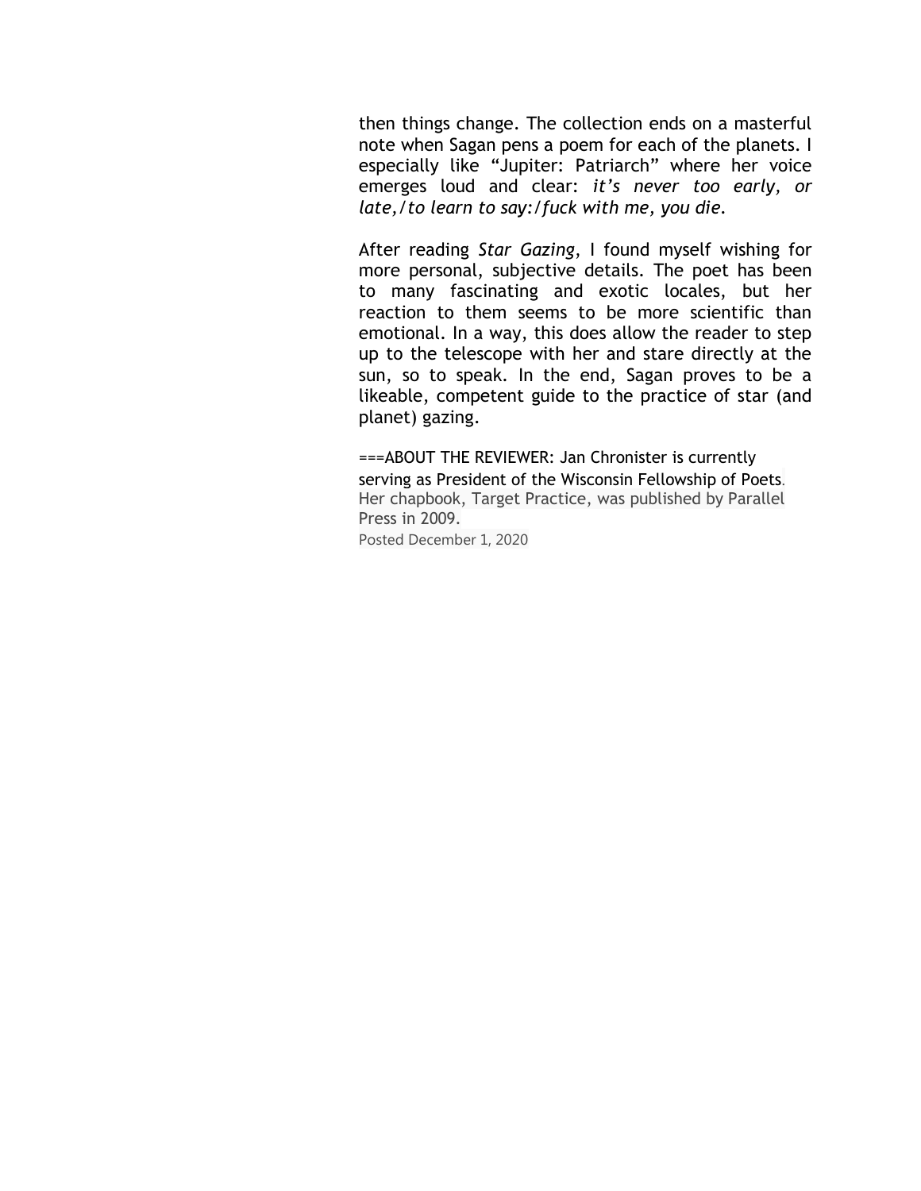then things change. The collection ends on a masterful note when Sagan pens a poem for each of the planets. I especially like "Jupiter: Patriarch" where her voice emerges loud and clear: *it's never too early, or late,/to learn to say:/fuck with me, you die*.

After reading *Star Gazing*, I found myself wishing for more personal, subjective details. The poet has been to many fascinating and exotic locales, but her reaction to them seems to be more scientific than emotional. In a way, this does allow the reader to step up to the telescope with her and stare directly at the sun, so to speak. In the end, Sagan proves to be a likeable, competent guide to the practice of star (and planet) gazing.

===ABOUT THE REVIEWER: Jan Chronister is currently serving as President of the Wisconsin Fellowship of Poets. Her chapbook, Target Practice, was published by Parallel Press in 2009.

Posted December 1, 2020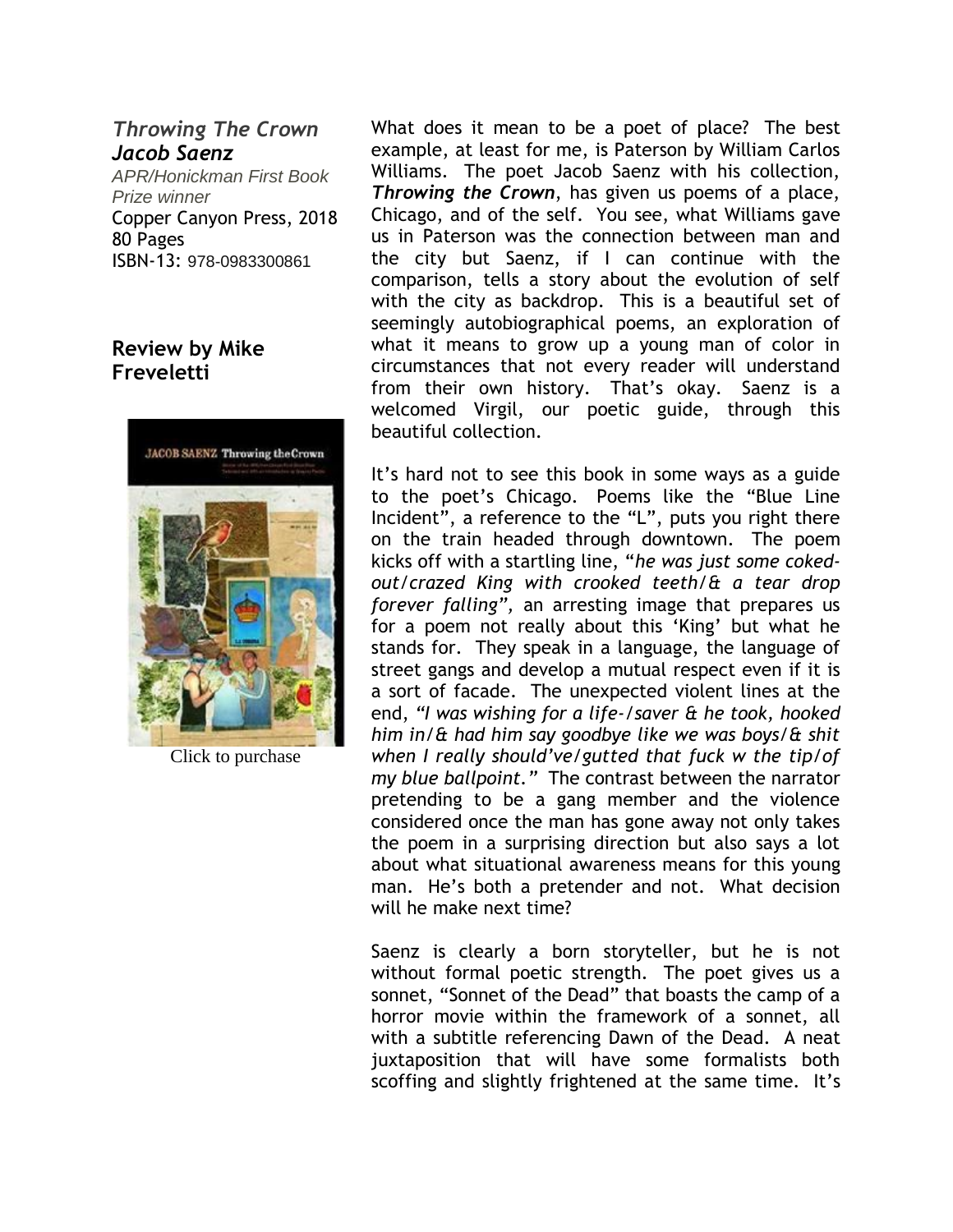## *Throwing The Crown*
## *Jacob Saenz*

*APR/Honickman First Book Prize winner*
Copper Canyon Press, 2018
80 Pages
ISBN-13: 978-0983300861

### Review by Mike Freveletti

Click to purchase

What does it mean to be a poet of place? The best example, at least for me, is Paterson by William Carlos Williams. The poet Jacob Saenz with his collection, ***Throwing the Crown***, has given us poems of a place, Chicago, and of the self. You see, what Williams gave us in Paterson was the connection between man and the city but Saenz, if I can continue with the comparison, tells a story about the evolution of self with the city as backdrop. This is a beautiful set of seemingly autobiographical poems, an exploration of what it means to grow up a young man of color in circumstances that not every reader will understand from their own history. That's okay. Saenz is a welcomed Virgil, our poetic guide, through this beautiful collection.

It's hard not to see this book in some ways as a guide to the poet's Chicago. Poems like the "Blue Line Incident", a reference to the "L", puts you right there on the train headed through downtown. The poem kicks off with a startling line, "*he was just some coked-out/crazed King with crooked teeth/& a tear drop forever falling*", an arresting image that prepares us for a poem not really about this 'King' but what he stands for. They speak in a language, the language of street gangs and develop a mutual respect even if it is a sort of facade. The unexpected violent lines at the end, *"I was wishing for a life-/saver & he took, hooked him in/& had him say goodbye like we was boys/& shit when I really should've/gutted that fuck w the tip/of my blue ballpoint."* The contrast between the narrator pretending to be a gang member and the violence considered once the man has gone away not only takes the poem in a surprising direction but also says a lot about what situational awareness means for this young man. He's both a pretender and not. What decision will he make next time?

Saenz is clearly a born storyteller, but he is not without formal poetic strength. The poet gives us a sonnet, "Sonnet of the Dead" that boasts the camp of a horror movie within the framework of a sonnet, all with a subtitle referencing Dawn of the Dead. A neat juxtaposition that will have some formalists both scoffing and slightly frightened at the same time. It's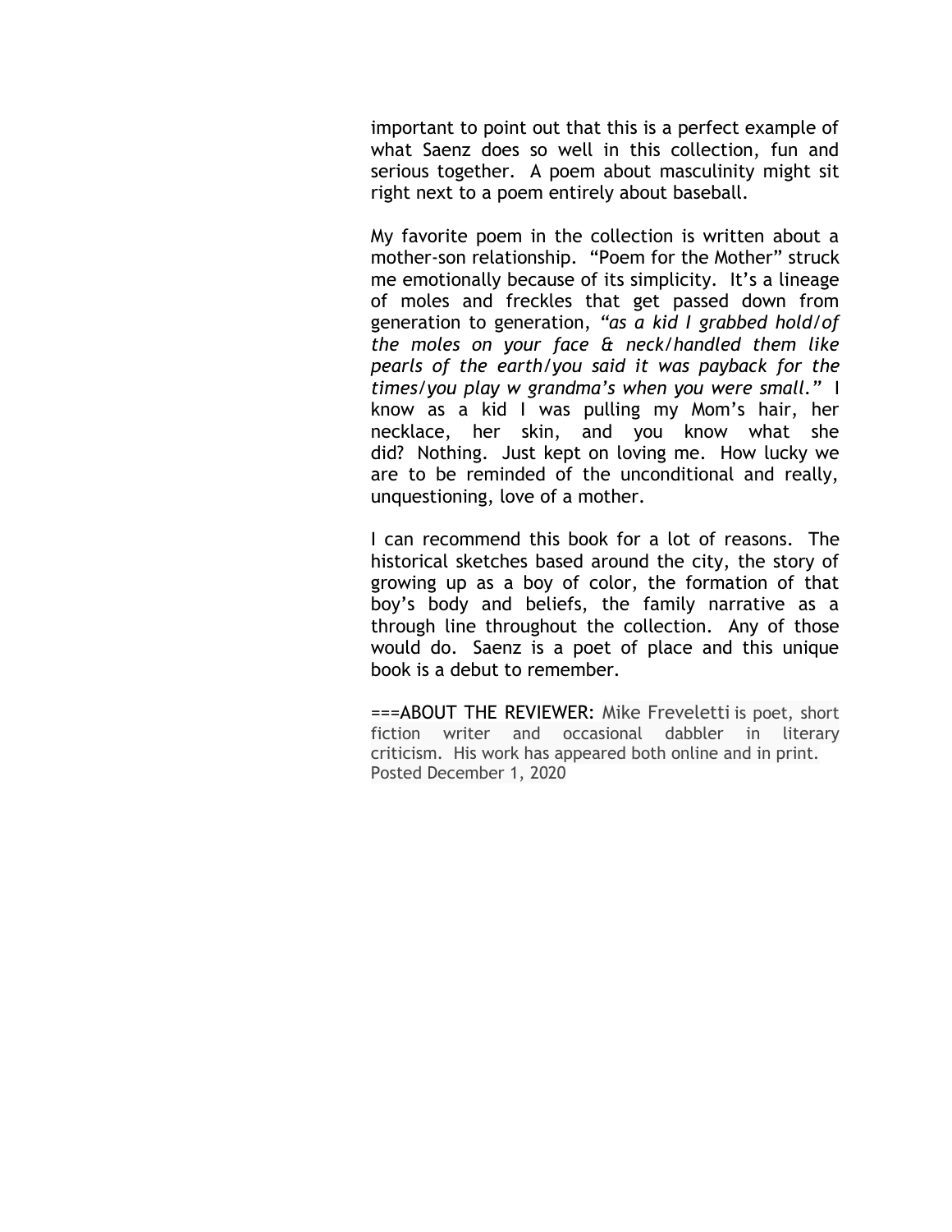important to point out that this is a perfect example of what Saenz does so well in this collection, fun and serious together. A poem about masculinity might sit right next to a poem entirely about baseball.

My favorite poem in the collection is written about a mother-son relationship. "Poem for the Mother" struck me emotionally because of its simplicity. It's a lineage of moles and freckles that get passed down from generation to generation, *"as a kid I grabbed hold/of the moles on your face & neck/handled them like pearls of the earth/you said it was payback for the times/you play w grandma's when you were small."* I know as a kid I was pulling my Mom's hair, her necklace, her skin, and you know what she did? Nothing. Just kept on loving me. How lucky we are to be reminded of the unconditional and really, unquestioning, love of a mother.

I can recommend this book for a lot of reasons. The historical sketches based around the city, the story of growing up as a boy of color, the formation of that boy's body and beliefs, the family narrative as a through line throughout the collection. Any of those would do. Saenz is a poet of place and this unique book is a debut to remember.

===ABOUT THE REVIEWER: Mike Freveletti is poet, short fiction writer and occasional dabbler in literary criticism. His work has appeared both online and in print.
Posted December 1, 2020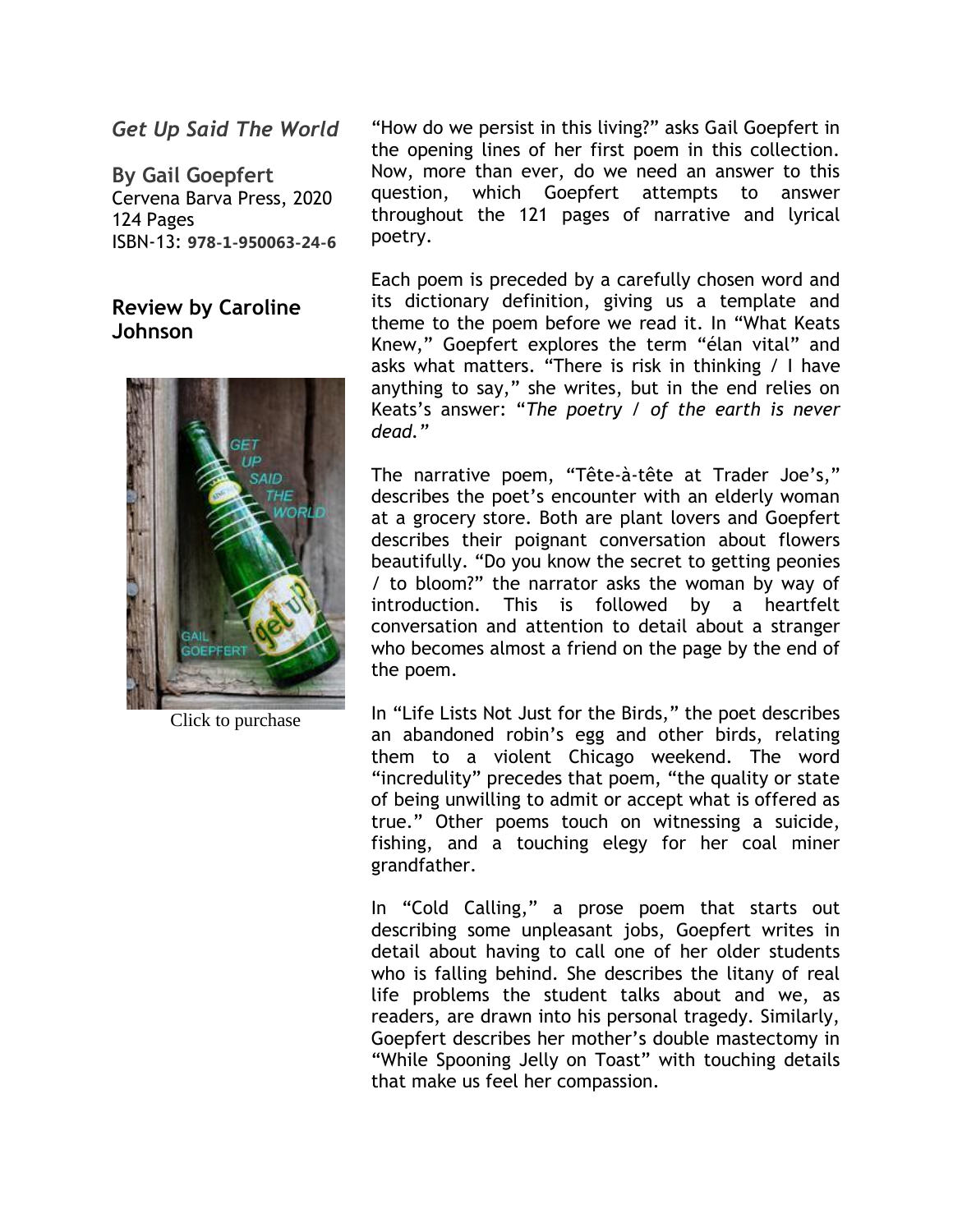### *Get Up Said The World*

**By Gail Goepfert**
Cervena Barva Press, 2020
124 Pages
ISBN-13: **978-1-950063-24-6**

### Review by Caroline Johnson

Click to purchase

"How do we persist in this living?" asks Gail Goepfert in the opening lines of her first poem in this collection. Now, more than ever, do we need an answer to this question, which Goepfert attempts to answer throughout the 121 pages of narrative and lyrical poetry.

Each poem is preceded by a carefully chosen word and its dictionary definition, giving us a template and theme to the poem before we read it. In "What Keats Knew," Goepfert explores the term "élan vital" and asks what matters. "There is risk in thinking / I have anything to say," she writes, but in the end relies on Keats's answer: "*The poetry / of the earth is never dead.*"

The narrative poem, "Tête-à-tête at Trader Joe's," describes the poet's encounter with an elderly woman at a grocery store. Both are plant lovers and Goepfert describes their poignant conversation about flowers beautifully. "Do you know the secret to getting peonies / to bloom?" the narrator asks the woman by way of introduction. This is followed by a heartfelt conversation and attention to detail about a stranger who becomes almost a friend on the page by the end of the poem.

In "Life Lists Not Just for the Birds," the poet describes an abandoned robin's egg and other birds, relating them to a violent Chicago weekend. The word "incredulity" precedes that poem, "the quality or state of being unwilling to admit or accept what is offered as true." Other poems touch on witnessing a suicide, fishing, and a touching elegy for her coal miner grandfather.

In "Cold Calling," a prose poem that starts out describing some unpleasant jobs, Goepfert writes in detail about having to call one of her older students who is falling behind. She describes the litany of real life problems the student talks about and we, as readers, are drawn into his personal tragedy. Similarly, Goepfert describes her mother's double mastectomy in "While Spooning Jelly on Toast" with touching details that make us feel her compassion.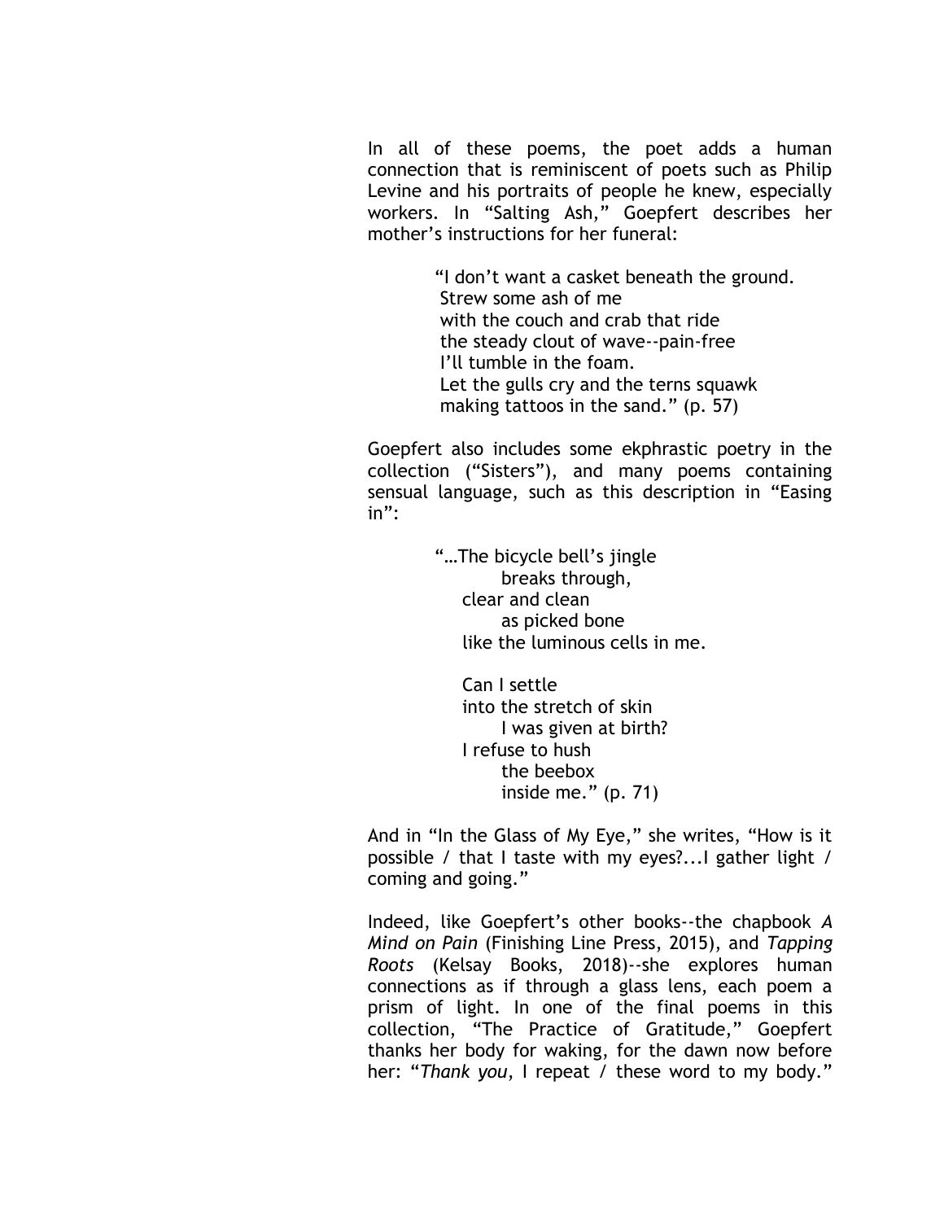In all of these poems, the poet adds a human connection that is reminiscent of poets such as Philip Levine and his portraits of people he knew, especially workers. In “Salting Ash,” Goepfert describes her mother’s instructions for her funeral:

> “I don’t want a casket beneath the ground.  
> Strew some ash of me  
> with the couch and crab that ride  
> the steady clout of wave--pain-free  
> I’ll tumble in the foam.  
> Let the gulls cry and the terns squawk  
> making tattoos in the sand.” (p. 57)

Goepfert also includes some ekphrastic poetry in the collection (“Sisters”), and many poems containing sensual language, such as this description in “Easing in”:

> “…The bicycle bell’s jingle  
>        breaks through,  
>    clear and clean  
>        as picked bone  
>    like the luminous cells in me.
>
>    Can I settle  
>    into the stretch of skin  
>        I was given at birth?  
>    I refuse to hush  
>        the beebox  
>        inside me.” (p. 71)

And in “In the Glass of My Eye,” she writes, “How is it possible / that I taste with my eyes?...I gather light / coming and going.”

Indeed, like Goepfert’s other books--the chapbook *A Mind on Pain* (Finishing Line Press, 2015), and *Tapping Roots* (Kelsay Books, 2018)--she explores human connections as if through a glass lens, each poem a prism of light. In one of the final poems in this collection, “The Practice of Gratitude,” Goepfert thanks her body for waking, for the dawn now before her: “*Thank you*, I repeat / these word to my body.”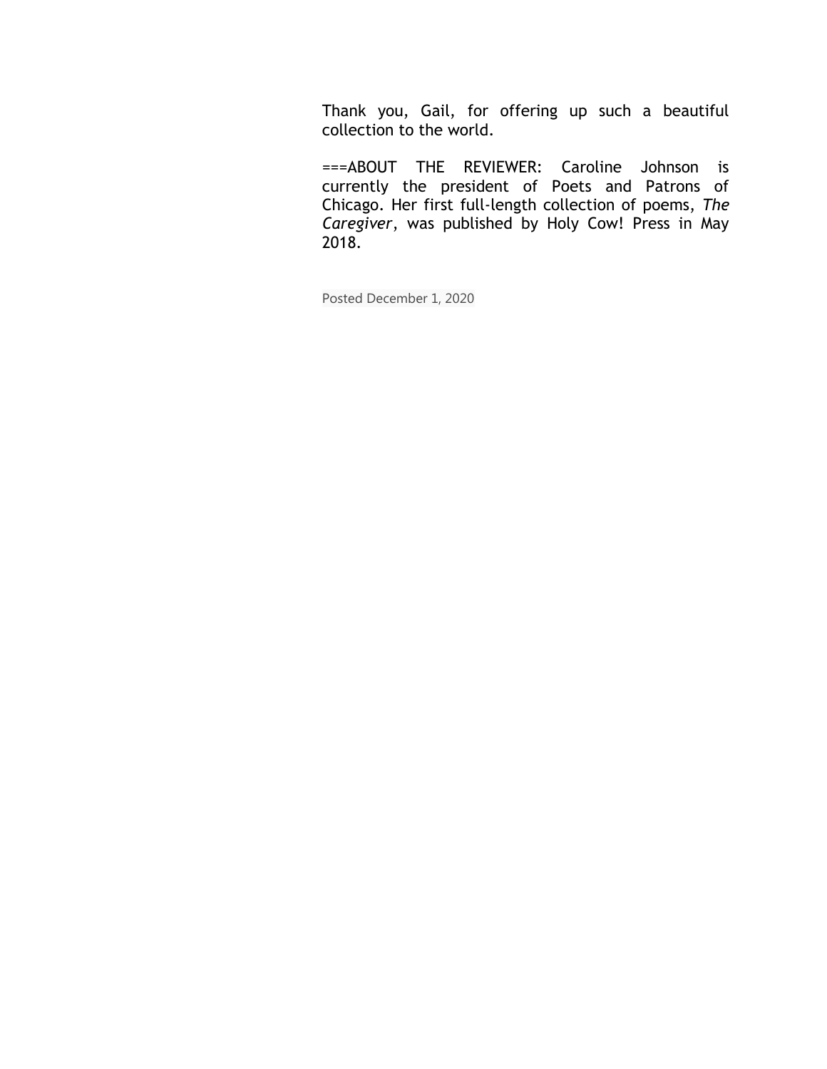Thank you, Gail, for offering up such a beautiful collection to the world.

===ABOUT THE REVIEWER: Caroline Johnson is currently the president of Poets and Patrons of Chicago. Her first full-length collection of poems, *The Caregiver*, was published by Holy Cow! Press in May 2018.

Posted December 1, 2020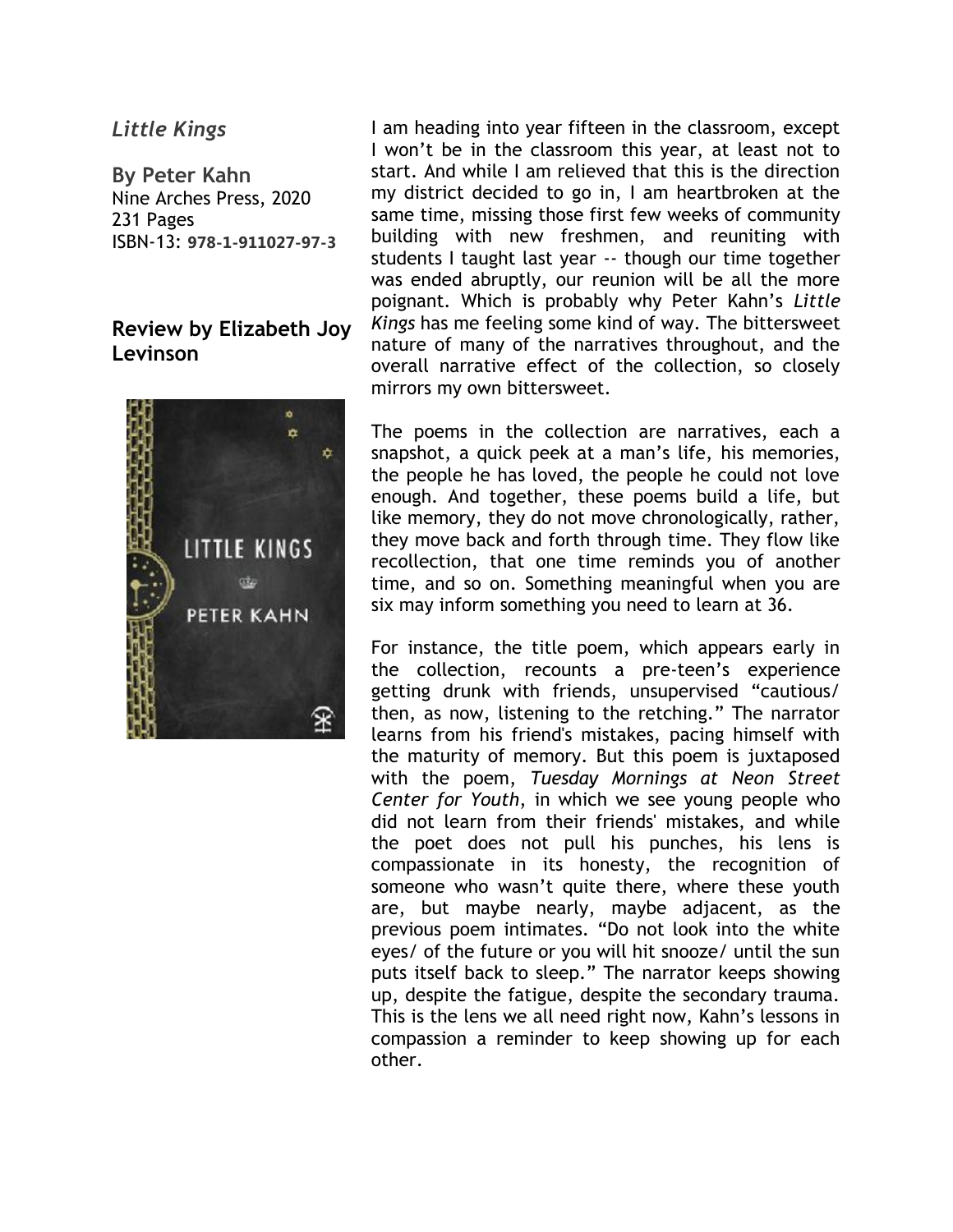*Little Kings*

**By Peter Kahn**
Nine Arches Press, 2020
231 Pages
ISBN-13: **978-1-911027-97-3**

**Review by Elizabeth Joy Levinson**

I am heading into year fifteen in the classroom, except I won't be in the classroom this year, at least not to start. And while I am relieved that this is the direction my district decided to go in, I am heartbroken at the same time, missing those first few weeks of community building with new freshmen, and reuniting with students I taught last year -- though our time together was ended abruptly, our reunion will be all the more poignant. Which is probably why Peter Kahn's *Little Kings* has me feeling some kind of way. The bittersweet nature of many of the narratives throughout, and the overall narrative effect of the collection, so closely mirrors my own bittersweet.

The poems in the collection are narratives, each a snapshot, a quick peek at a man's life, his memories, the people he has loved, the people he could not love enough. And together, these poems build a life, but like memory, they do not move chronologically, rather, they move back and forth through time. They flow like recollection, that one time reminds you of another time, and so on. Something meaningful when you are six may inform something you need to learn at 36.

For instance, the title poem, which appears early in the collection, recounts a pre-teen's experience getting drunk with friends, unsupervised "cautious/ then, as now, listening to the retching." The narrator learns from his friend's mistakes, pacing himself with the maturity of memory. But this poem is juxtaposed with the poem, *Tuesday Mornings at Neon Street Center for Youth*, in which we see young people who did not learn from their friends' mistakes, and while the poet does not pull his punches, his lens is compassionate in its honesty, the recognition of someone who wasn't quite there, where these youth are, but maybe nearly, maybe adjacent, as the previous poem intimates. "Do not look into the white eyes/ of the future or you will hit snooze/ until the sun puts itself back to sleep." The narrator keeps showing up, despite the fatigue, despite the secondary trauma. This is the lens we all need right now, Kahn's lessons in compassion a reminder to keep showing up for each other.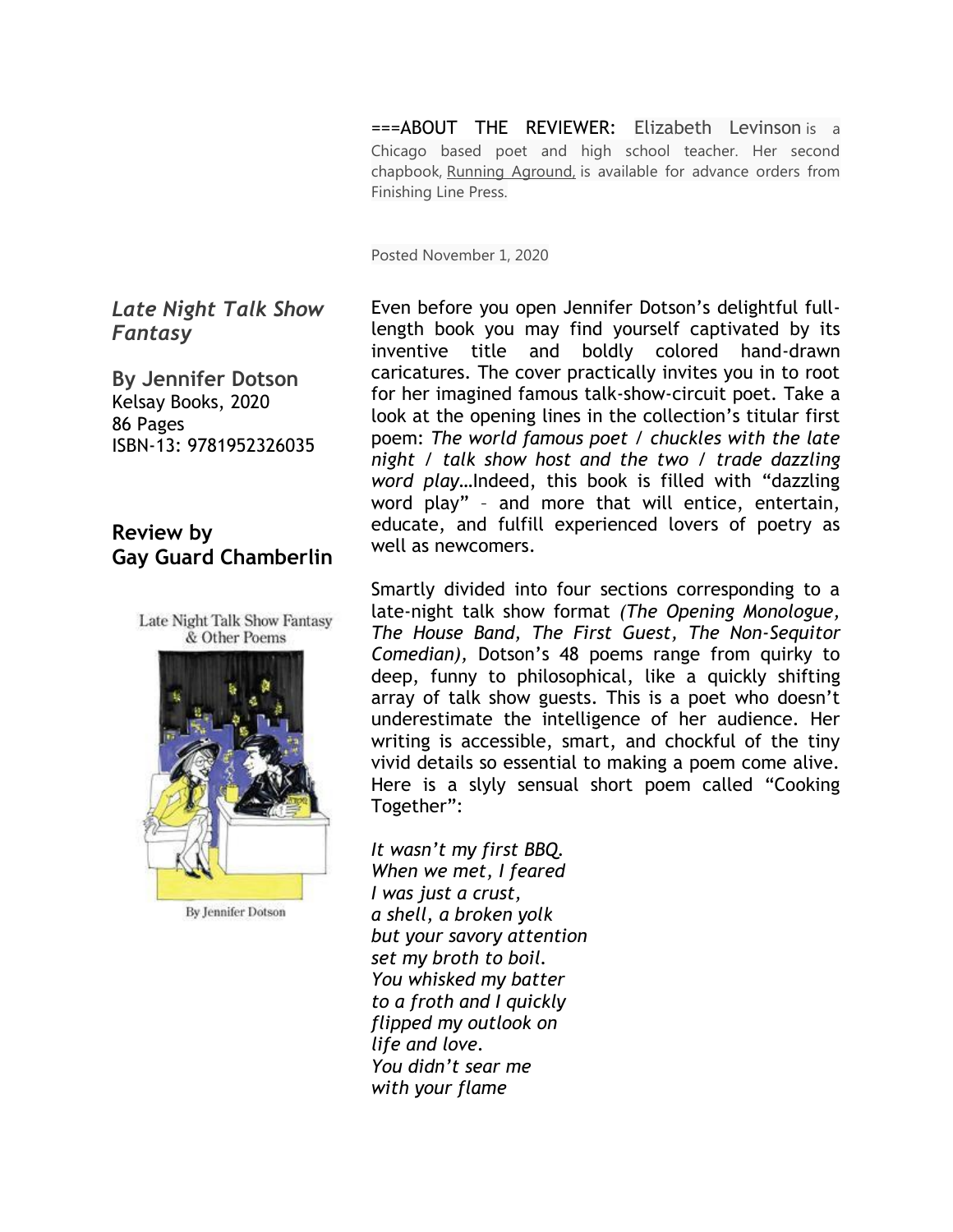===ABOUT THE REVIEWER: Elizabeth Levinson is a Chicago based poet and high school teacher. Her second chapbook, Running Aground, is available for advance orders from Finishing Line Press.

Posted November 1, 2020

### *Late Night Talk Show Fantasy*

**By Jennifer Dotson**
Kelsay Books, 2020
86 Pages
ISBN-13: 9781952326035

### Review by Gay Guard Chamberlin

Even before you open Jennifer Dotson's delightful full-length book you may find yourself captivated by its inventive title and boldly colored hand-drawn caricatures. The cover practically invites you in to root for her imagined famous talk-show-circuit poet. Take a look at the opening lines in the collection's titular first poem: *The world famous poet / chuckles with the late night / talk show host and the two / trade dazzling word play*…Indeed, this book is filled with "dazzling word play" – and more that will entice, entertain, educate, and fulfill experienced lovers of poetry as well as newcomers.

Smartly divided into four sections corresponding to a late-night talk show format *(The Opening Monologue, The House Band, The First Guest, The Non-Sequitor Comedian),* Dotson's 48 poems range from quirky to deep, funny to philosophical, like a quickly shifting array of talk show guests. This is a poet who doesn't underestimate the intelligence of her audience. Her writing is accessible, smart, and chockful of the tiny vivid details so essential to making a poem come alive. Here is a slyly sensual short poem called "Cooking Together":

*It wasn't my first BBQ.*
*When we met, I feared*
*I was just a crust,*
*a shell, a broken yolk*
*but your savory attention*
*set my broth to boil.*
*You whisked my batter*
*to a froth and I quickly*
*flipped my outlook on*
*life and love.*
*You didn't sear me*
*with your flame*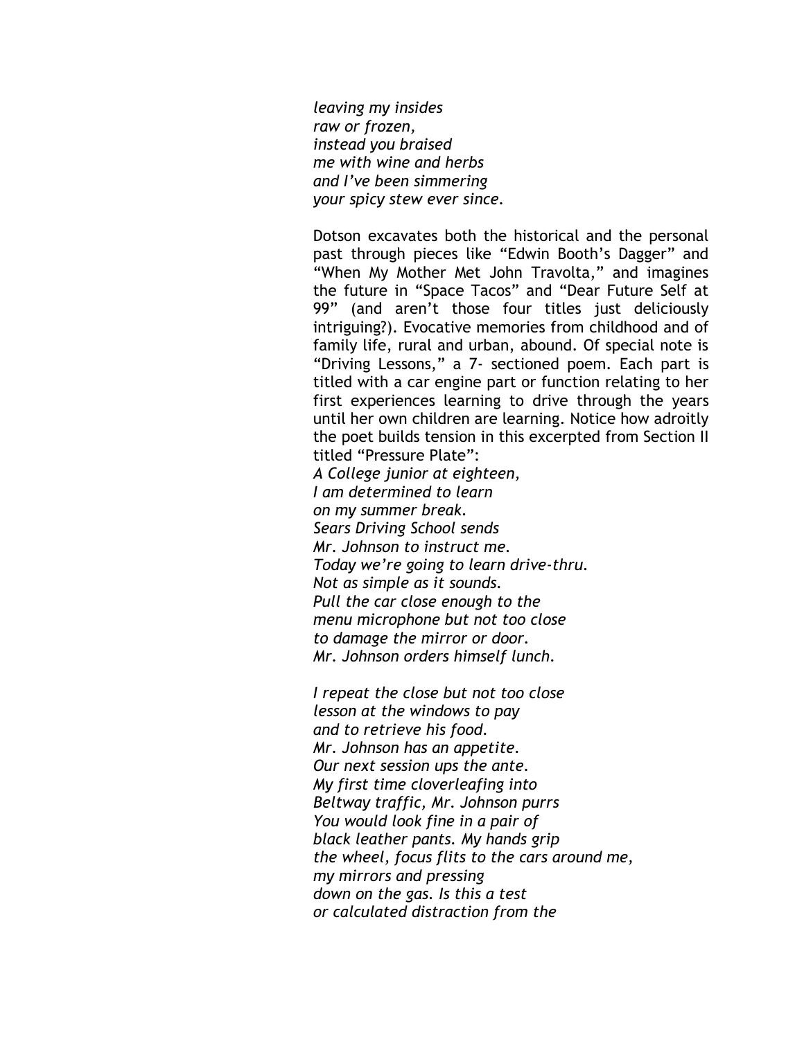*leaving my insides*
*raw or frozen,*
*instead you braised*
*me with wine and herbs*
*and I've been simmering*
*your spicy stew ever since.*

Dotson excavates both the historical and the personal past through pieces like "Edwin Booth's Dagger" and "When My Mother Met John Travolta," and imagines the future in "Space Tacos" and "Dear Future Self at 99" (and aren't those four titles just deliciously intriguing?). Evocative memories from childhood and of family life, rural and urban, abound. Of special note is "Driving Lessons," a 7- sectioned poem. Each part is titled with a car engine part or function relating to her first experiences learning to drive through the years until her own children are learning. Notice how adroitly the poet builds tension in this excerpted from Section II titled "Pressure Plate":

*A College junior at eighteen,*
*I am determined to learn*
*on my summer break.*
*Sears Driving School sends*
*Mr. Johnson to instruct me.*
*Today we're going to learn drive-thru.*
*Not as simple as it sounds.*
*Pull the car close enough to the*
*menu microphone but not too close*
*to damage the mirror or door.*
*Mr. Johnson orders himself lunch.*

*I repeat the close but not too close*
*lesson at the windows to pay*
*and to retrieve his food.*
*Mr. Johnson has an appetite.*
*Our next session ups the ante.*
*My first time cloverleafing into*
*Beltway traffic, Mr. Johnson purrs*
*You would look fine in a pair of*
*black leather pants. My hands grip*
*the wheel, focus flits to the cars around me,*
*my mirrors and pressing*
*down on the gas. Is this a test*
*or calculated distraction from the*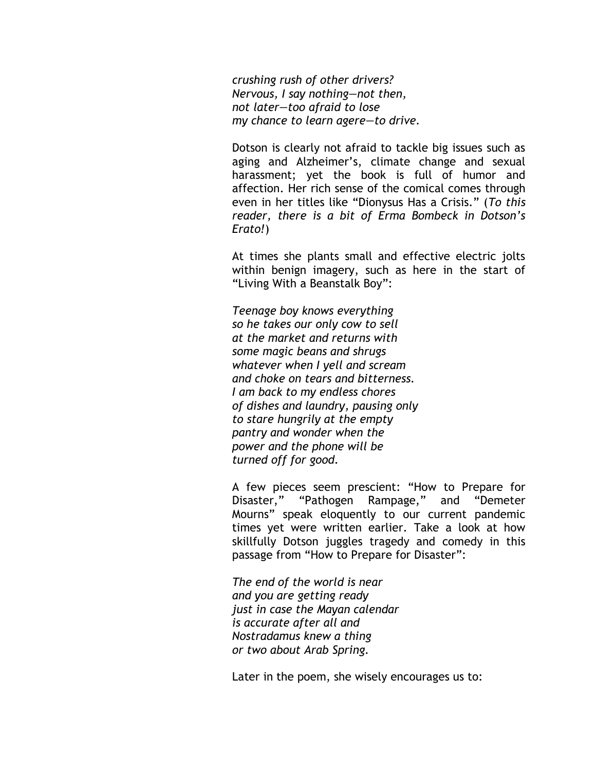*crushing rush of other drivers?*
*Nervous, I say nothing—not then,*
*not later—too afraid to lose*
*my chance to learn agere—to drive.*

Dotson is clearly not afraid to tackle big issues such as aging and Alzheimer's, climate change and sexual harassment; yet the book is full of humor and affection. Her rich sense of the comical comes through even in her titles like "Dionysus Has a Crisis." (*To this reader, there is a bit of Erma Bombeck in Dotson's Erato!*)

At times she plants small and effective electric jolts within benign imagery, such as here in the start of "Living With a Beanstalk Boy":

*Teenage boy knows everything*
*so he takes our only cow to sell*
*at the market and returns with*
*some magic beans and shrugs*
*whatever when I yell and scream*
*and choke on tears and bitterness.*
*I am back to my endless chores*
*of dishes and laundry, pausing only*
*to stare hungrily at the empty*
*pantry and wonder when the*
*power and the phone will be*
*turned off for good.*

A few pieces seem prescient: "How to Prepare for Disaster," "Pathogen Rampage," and "Demeter Mourns" speak eloquently to our current pandemic times yet were written earlier. Take a look at how skillfully Dotson juggles tragedy and comedy in this passage from "How to Prepare for Disaster":

*The end of the world is near*
*and you are getting ready*
*just in case the Mayan calendar*
*is accurate after all and*
*Nostradamus knew a thing*
*or two about Arab Spring.*

Later in the poem, she wisely encourages us to: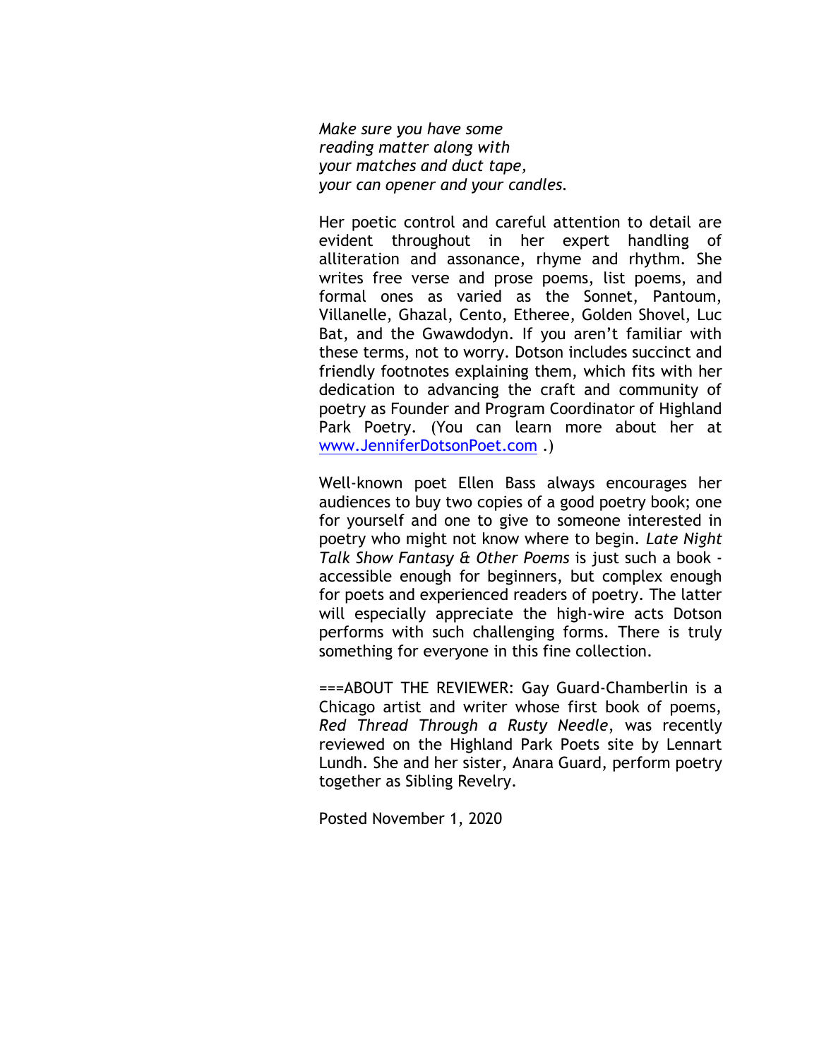*Make sure you have some*
*reading matter along with*
*your matches and duct tape,*
*your can opener and your candles.*

Her poetic control and careful attention to detail are evident throughout in her expert handling of alliteration and assonance, rhyme and rhythm. She writes free verse and prose poems, list poems, and formal ones as varied as the Sonnet, Pantoum, Villanelle, Ghazal, Cento, Etheree, Golden Shovel, Luc Bat, and the Gwawdodyn. If you aren't familiar with these terms, not to worry. Dotson includes succinct and friendly footnotes explaining them, which fits with her dedication to advancing the craft and community of poetry as Founder and Program Coordinator of Highland Park Poetry. (You can learn more about her at [www.JenniferDotsonPoet.com](http://www.JenniferDotsonPoet.com) .)

Well-known poet Ellen Bass always encourages her audiences to buy two copies of a good poetry book; one for yourself and one to give to someone interested in poetry who might not know where to begin. *Late Night Talk Show Fantasy & Other Poems* is just such a book - accessible enough for beginners, but complex enough for poets and experienced readers of poetry. The latter will especially appreciate the high-wire acts Dotson performs with such challenging forms. There is truly something for everyone in this fine collection.

===ABOUT THE REVIEWER: Gay Guard-Chamberlin is a Chicago artist and writer whose first book of poems, *Red Thread Through a Rusty Needle*, was recently reviewed on the Highland Park Poets site by Lennart Lundh. She and her sister, Anara Guard, perform poetry together as Sibling Revelry.

Posted November 1, 2020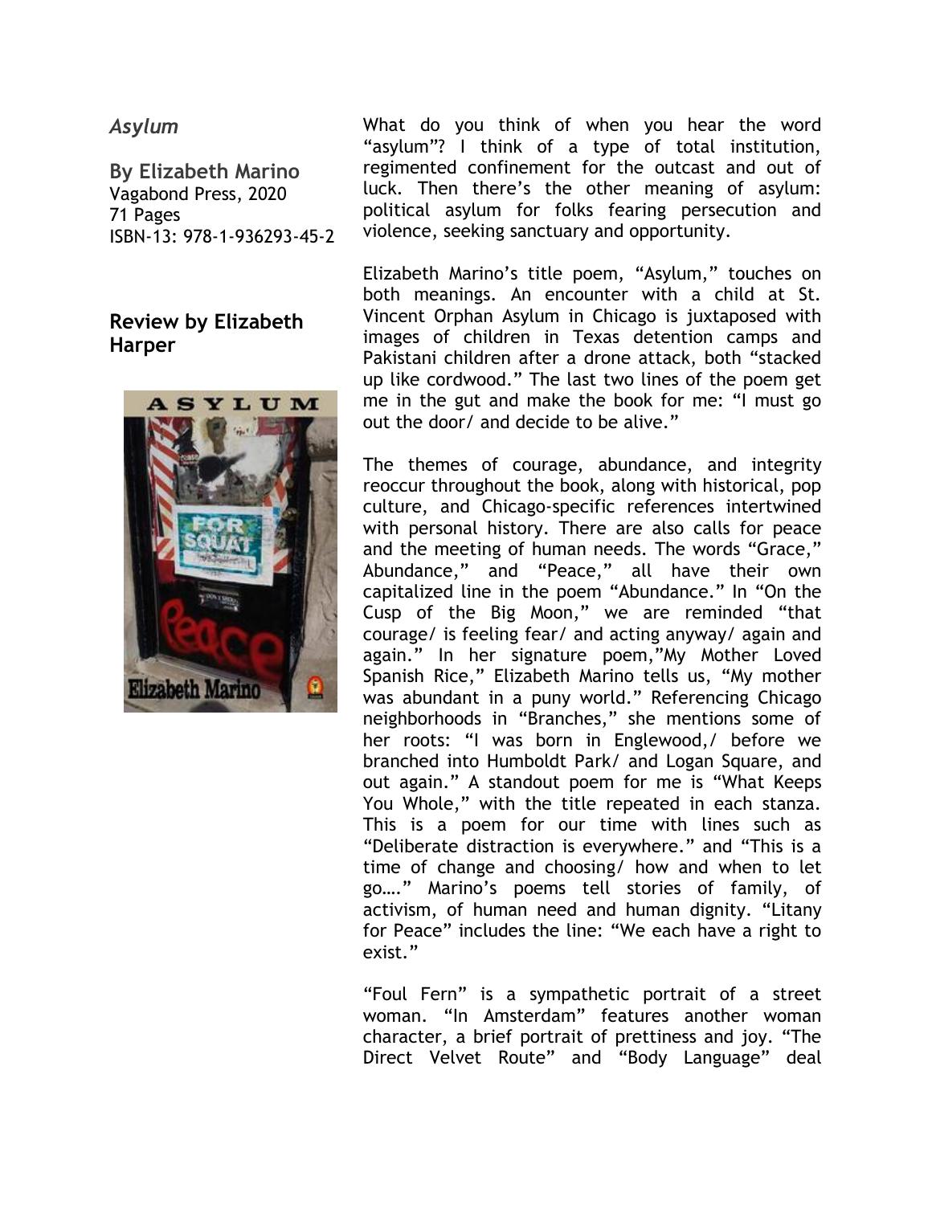### *Asylum*

**By Elizabeth Marino**
Vagabond Press, 2020
71 Pages
ISBN-13: 978-1-936293-45-2

### Review by Elizabeth Harper

What do you think of when you hear the word "asylum"? I think of a type of total institution, regimented confinement for the outcast and out of luck. Then there's the other meaning of asylum: political asylum for folks fearing persecution and violence, seeking sanctuary and opportunity.

Elizabeth Marino's title poem, "Asylum," touches on both meanings. An encounter with a child at St. Vincent Orphan Asylum in Chicago is juxtaposed with images of children in Texas detention camps and Pakistani children after a drone attack, both "stacked up like cordwood." The last two lines of the poem get me in the gut and make the book for me: "I must go out the door/ and decide to be alive."

The themes of courage, abundance, and integrity reoccur throughout the book, along with historical, pop culture, and Chicago-specific references intertwined with personal history. There are also calls for peace and the meeting of human needs. The words "Grace," Abundance," and "Peace," all have their own capitalized line in the poem "Abundance." In "On the Cusp of the Big Moon," we are reminded "that courage/ is feeling fear/ and acting anyway/ again and again." In her signature poem,"My Mother Loved Spanish Rice," Elizabeth Marino tells us, "My mother was abundant in a puny world." Referencing Chicago neighborhoods in "Branches," she mentions some of her roots: "I was born in Englewood,/ before we branched into Humboldt Park/ and Logan Square, and out again." A standout poem for me is "What Keeps You Whole," with the title repeated in each stanza. This is a poem for our time with lines such as "Deliberate distraction is everywhere." and "This is a time of change and choosing/ how and when to let go…." Marino's poems tell stories of family, of activism, of human need and human dignity. "Litany for Peace" includes the line: "We each have a right to exist."

"Foul Fern" is a sympathetic portrait of a street woman. "In Amsterdam" features another woman character, a brief portrait of prettiness and joy. "The Direct Velvet Route" and "Body Language" deal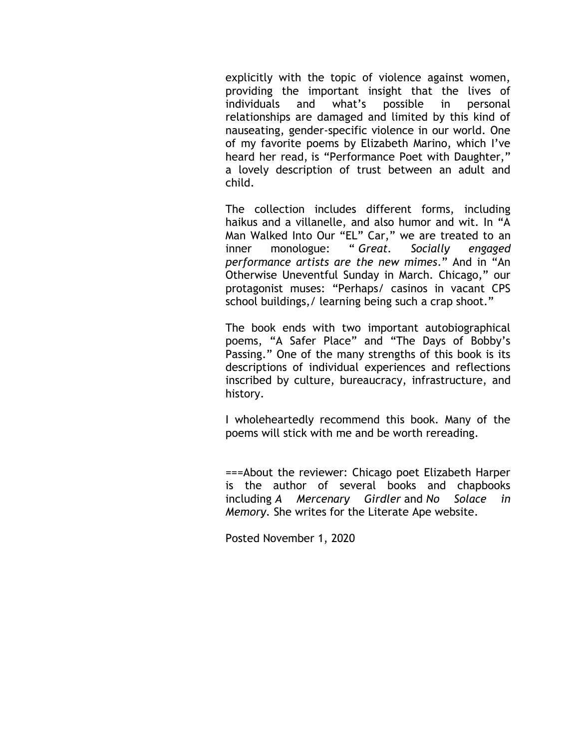explicitly with the topic of violence against women, providing the important insight that the lives of individuals and what's possible in personal relationships are damaged and limited by this kind of nauseating, gender-specific violence in our world. One of my favorite poems by Elizabeth Marino, which I've heard her read, is "Performance Poet with Daughter," a lovely description of trust between an adult and child.

The collection includes different forms, including haikus and a villanelle, and also humor and wit. In "A Man Walked Into Our "EL" Car," we are treated to an inner monologue: "*Great. Socially engaged performance artists are the new mimes.*" And in "An Otherwise Uneventful Sunday in March. Chicago," our protagonist muses: "Perhaps/ casinos in vacant CPS school buildings,/ learning being such a crap shoot."

The book ends with two important autobiographical poems, "A Safer Place" and "The Days of Bobby's Passing." One of the many strengths of this book is its descriptions of individual experiences and reflections inscribed by culture, bureaucracy, infrastructure, and history.

I wholeheartedly recommend this book. Many of the poems will stick with me and be worth rereading.

===About the reviewer: Chicago poet Elizabeth Harper is the author of several books and chapbooks including *A Mercenary Girdler* and *No Solace in Memory*. She writes for the Literate Ape website.

Posted November 1, 2020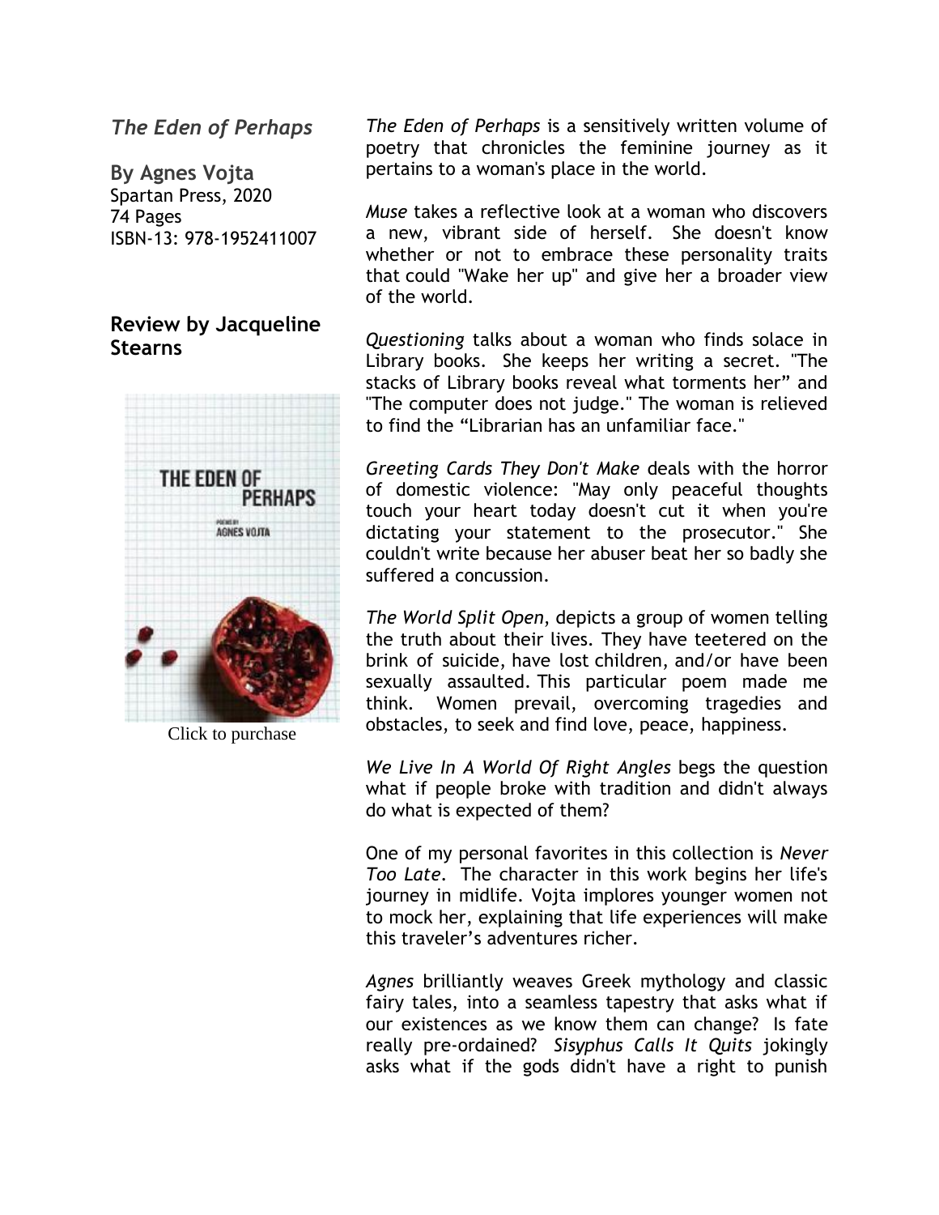## *The Eden of Perhaps*

**By Agnes Vojta**
Spartan Press, 2020
74 Pages
ISBN-13: 978-1952411007

### Review by Jacqueline Stearns

Click to purchase

*The Eden of Perhaps* is a sensitively written volume of poetry that chronicles the feminine journey as it pertains to a woman's place in the world.

*Muse* takes a reflective look at a woman who discovers a new, vibrant side of herself. She doesn't know whether or not to embrace these personality traits that could "Wake her up" and give her a broader view of the world.

*Questioning* talks about a woman who finds solace in Library books. She keeps her writing a secret. "The stacks of Library books reveal what torments her" and "The computer does not judge." The woman is relieved to find the "Librarian has an unfamiliar face."

*Greeting Cards They Don't Make* deals with the horror of domestic violence: "May only peaceful thoughts touch your heart today doesn't cut it when you're dictating your statement to the prosecutor." She couldn't write because her abuser beat her so badly she suffered a concussion.

*The World Split Open*, depicts a group of women telling the truth about their lives. They have teetered on the brink of suicide, have lost children, and/or have been sexually assaulted. This particular poem made me think. Women prevail, overcoming tragedies and obstacles, to seek and find love, peace, happiness.

*We Live In A World Of Right Angles* begs the question what if people broke with tradition and didn't always do what is expected of them?

One of my personal favorites in this collection is *Never Too Late*. The character in this work begins her life's journey in midlife. Vojta implores younger women not to mock her, explaining that life experiences will make this traveler's adventures richer.

*Agnes* brilliantly weaves Greek mythology and classic fairy tales, into a seamless tapestry that asks what if our existences as we know them can change? Is fate really pre-ordained? *Sisyphus Calls It Quits* jokingly asks what if the gods didn't have a right to punish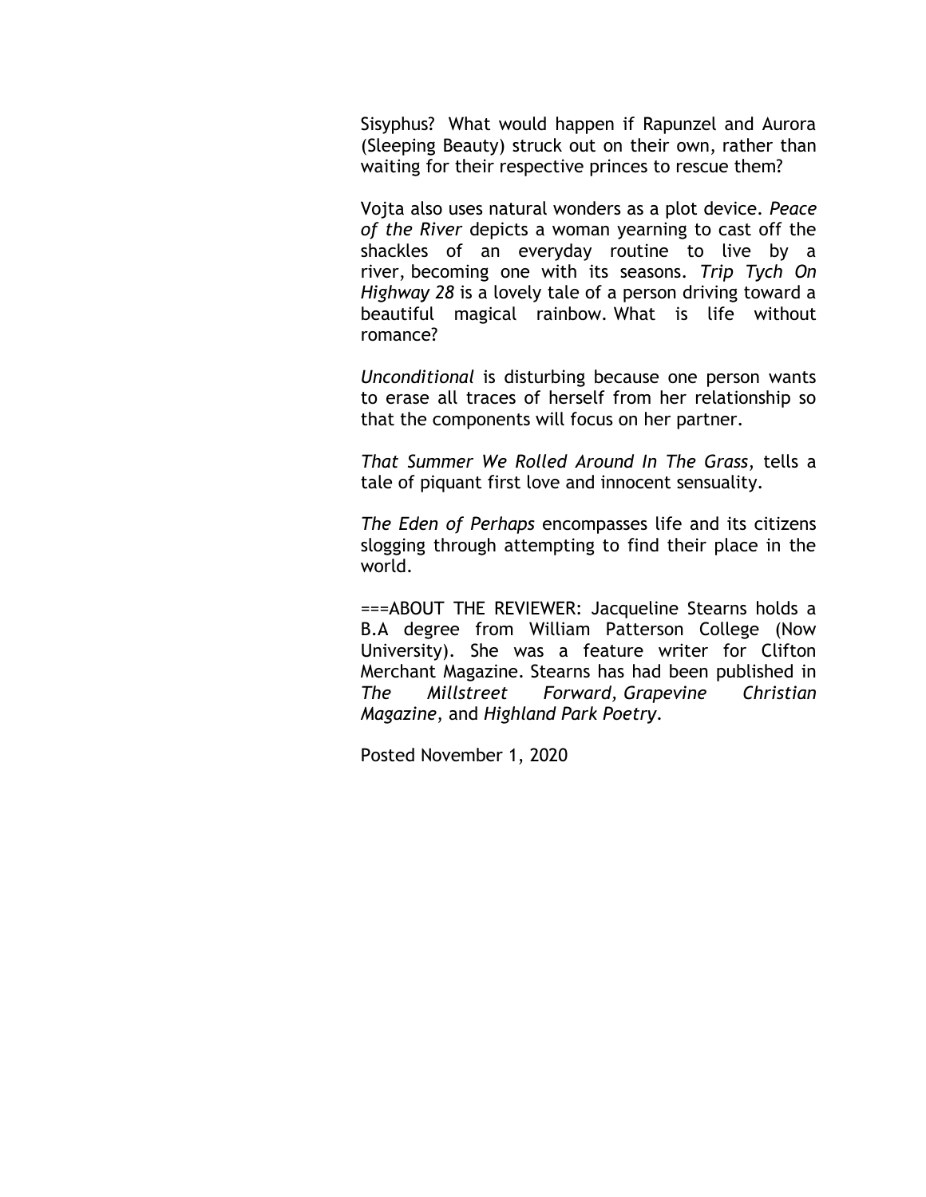Sisyphus? What would happen if Rapunzel and Aurora (Sleeping Beauty) struck out on their own, rather than waiting for their respective princes to rescue them?

Vojta also uses natural wonders as a plot device. *Peace of the River* depicts a woman yearning to cast off the shackles of an everyday routine to live by a river, becoming one with its seasons. *Trip Tych On Highway 28* is a lovely tale of a person driving toward a beautiful magical rainbow. What is life without romance?

*Unconditional* is disturbing because one person wants to erase all traces of herself from her relationship so that the components will focus on her partner.

*That Summer We Rolled Around In The Grass*, tells a tale of piquant first love and innocent sensuality.

*The Eden of Perhaps* encompasses life and its citizens slogging through attempting to find their place in the world.

===ABOUT THE REVIEWER: Jacqueline Stearns holds a B.A degree from William Patterson College (Now University). She was a feature writer for Clifton Merchant Magazine. Stearns has had been published in *The Millstreet Forward, Grapevine Christian Magazine*, and *Highland Park Poetry*.

Posted November 1, 2020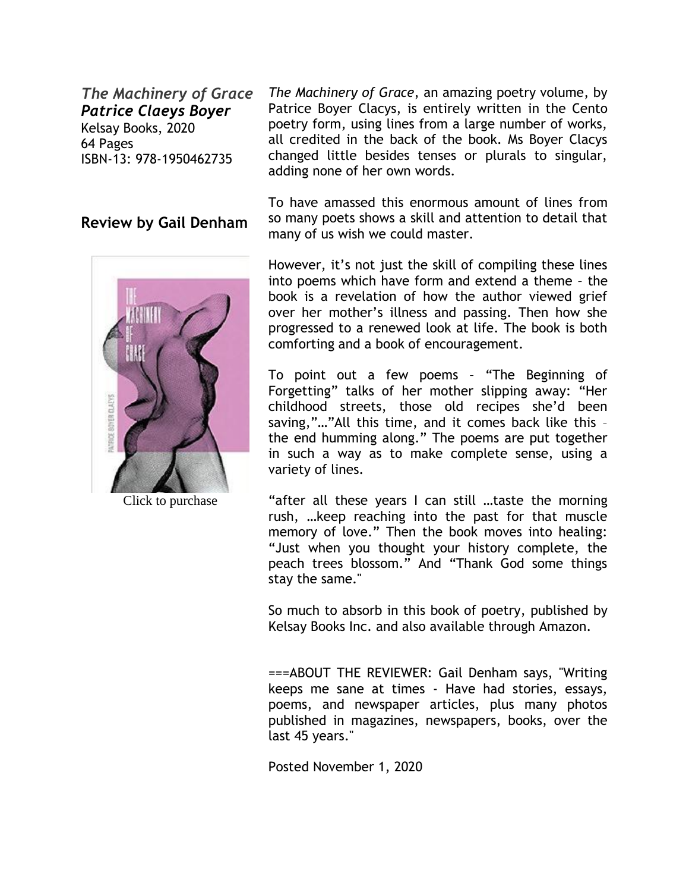***The Machinery of Grace***
***Patrice Claeys Boyer***
Kelsay Books, 2020
64 Pages
ISBN-13: 978-1950462735

**Review by Gail Denham**

Click to purchase

*The Machinery of Grace*, an amazing poetry volume, by Patrice Boyer Clacys, is entirely written in the Cento poetry form, using lines from a large number of works, all credited in the back of the book. Ms Boyer Clacys changed little besides tenses or plurals to singular, adding none of her own words.

To have amassed this enormous amount of lines from so many poets shows a skill and attention to detail that many of us wish we could master.

However, it's not just the skill of compiling these lines into poems which have form and extend a theme – the book is a revelation of how the author viewed grief over her mother's illness and passing. Then how she progressed to a renewed look at life. The book is both comforting and a book of encouragement.

To point out a few poems – "The Beginning of Forgetting" talks of her mother slipping away: "Her childhood streets, those old recipes she'd been saving,"…"All this time, and it comes back like this – the end humming along." The poems are put together in such a way as to make complete sense, using a variety of lines.

"after all these years I can still …taste the morning rush, …keep reaching into the past for that muscle memory of love." Then the book moves into healing: "Just when you thought your history complete, the peach trees blossom." And "Thank God some things stay the same."

So much to absorb in this book of poetry, published by Kelsay Books Inc. and also available through Amazon.

===ABOUT THE REVIEWER: Gail Denham says, "Writing keeps me sane at times - Have had stories, essays, poems, and newspaper articles, plus many photos published in magazines, newspapers, books, over the last 45 years."

Posted November 1, 2020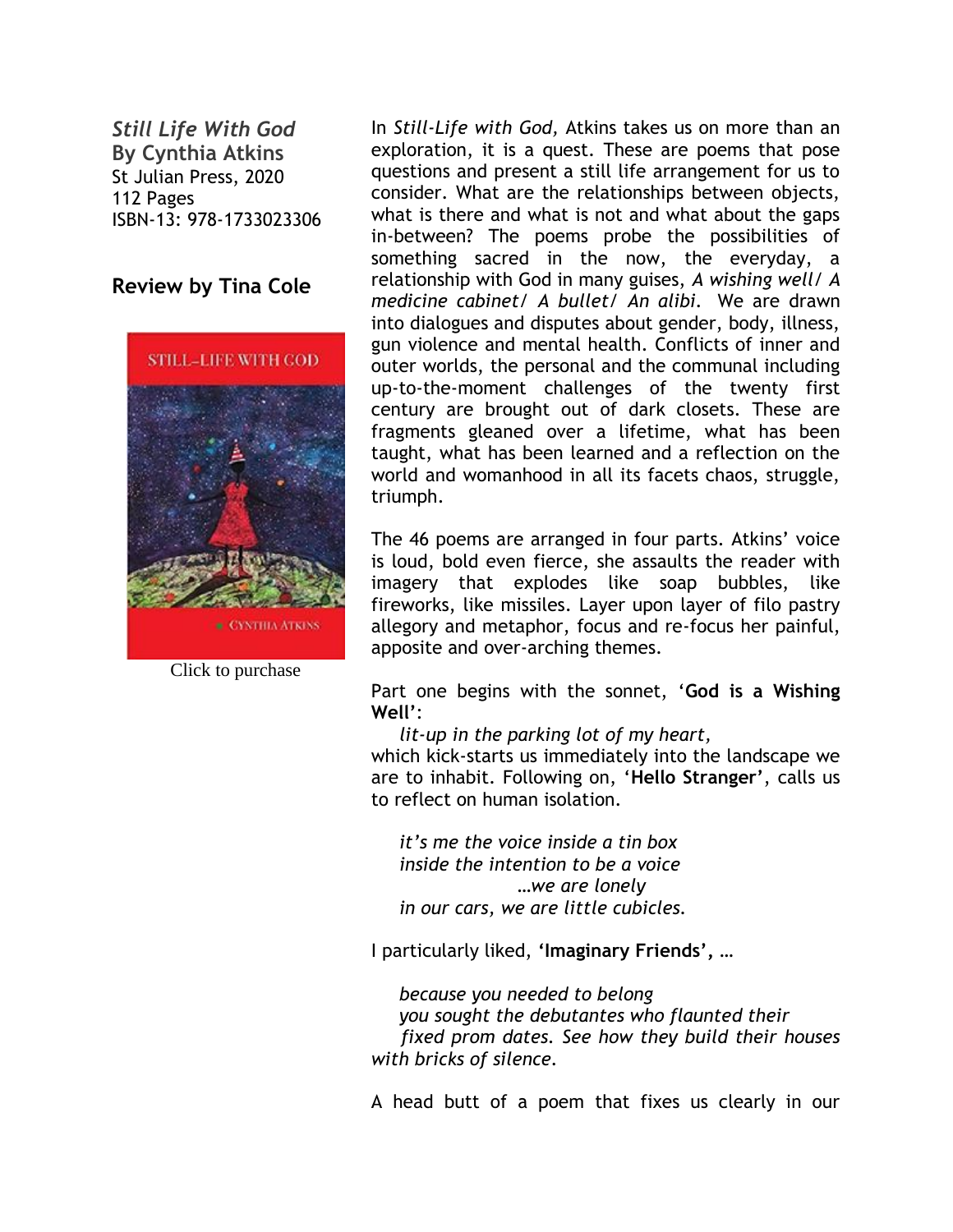*Still Life With God*
**By Cynthia Atkins**
St Julian Press, 2020
112 Pages
ISBN-13: 978-1733023306

**Review by Tina Cole**

Click to purchase

In *Still-Life with God,* Atkins takes us on more than an exploration, it is a quest. These are poems that pose questions and present a still life arrangement for us to consider. What are the relationships between objects, what is there and what is not and what about the gaps in-between? The poems probe the possibilities of something sacred in the now, the everyday, a relationship with God in many guises, *A wishing well/ A medicine cabinet/ A bullet/ An alibi.* We are drawn into dialogues and disputes about gender, body, illness, gun violence and mental health. Conflicts of inner and outer worlds, the personal and the communal including up-to-the-moment challenges of the twenty first century are brought out of dark closets. These are fragments gleaned over a lifetime, what has been taught, what has been learned and a reflection on the world and womanhood in all its facets chaos, struggle, triumph.

The 46 poems are arranged in four parts. Atkins' voice is loud, bold even fierce, she assaults the reader with imagery that explodes like soap bubbles, like fireworks, like missiles. Layer upon layer of filo pastry allegory and metaphor, focus and re-focus her painful, apposite and over-arching themes.

Part one begins with the sonnet, '**God is a Wishing Well**':

*lit-up in the parking lot of my heart,*

which kick-starts us immediately into the landscape we are to inhabit. Following on, '**Hello Stranger**', calls us to reflect on human isolation.

*it's me the voice inside a tin box*
*inside the intention to be a voice*
*…we are lonely*
*in our cars, we are little cubicles.*

I particularly liked, **'Imaginary Friends',** …

*because you needed to belong*
*you sought the debutantes who flaunted their*
*fixed prom dates. See how they build their houses*
*with bricks of silence.*

A head butt of a poem that fixes us clearly in our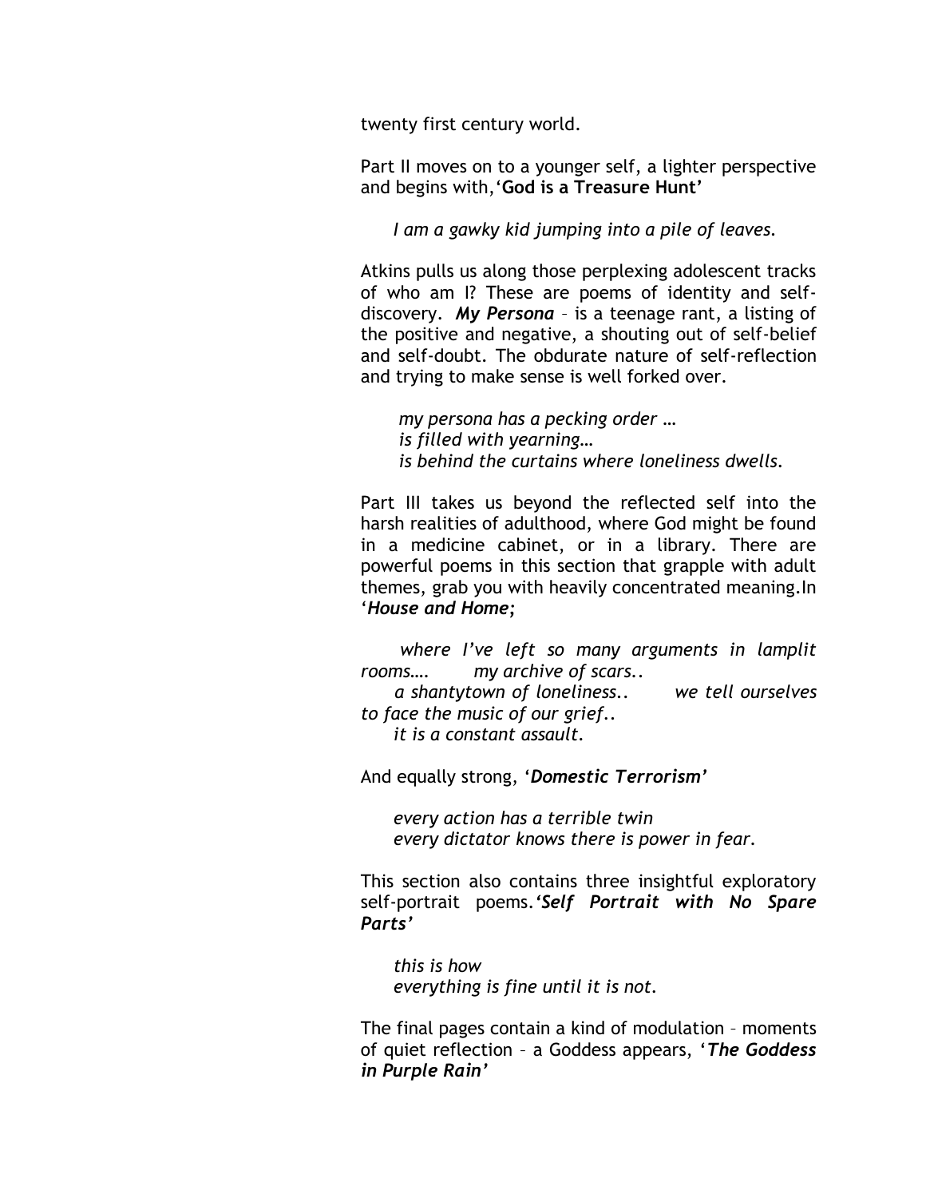twenty first century world.

Part II moves on to a younger self, a lighter perspective and begins with,'**God is a Treasure Hunt**'

*I am a gawky kid jumping into a pile of leaves.*

Atkins pulls us along those perplexing adolescent tracks of who am I? These are poems of identity and self-discovery. ***My Persona*** – is a teenage rant, a listing of the positive and negative, a shouting out of self-belief and self-doubt. The obdurate nature of self-reflection and trying to make sense is well forked over.

*my persona has a pecking order …*
*is filled with yearning…*
*is behind the curtains where loneliness dwells.*

Part III takes us beyond the reflected self into the harsh realities of adulthood, where God might be found in a medicine cabinet, or in a library. There are powerful poems in this section that grapple with adult themes, grab you with heavily concentrated meaning.In '***House and Home;***

*where I've left so many arguments in lamplit rooms…. my archive of scars..*
*a shantytown of loneliness.. we tell ourselves to face the music of our grief..*
*it is a constant assault.*

And equally strong, '***Domestic Terrorism***'

*every action has a terrible twin*
*every dictator knows there is power in fear.*

This section also contains three insightful exploratory self-portrait poems.***'Self Portrait with No Spare Parts'***

*this is how*
*everything is fine until it is not.*

The final pages contain a kind of modulation – moments of quiet reflection – a Goddess appears, '***The Goddess in Purple Rain'***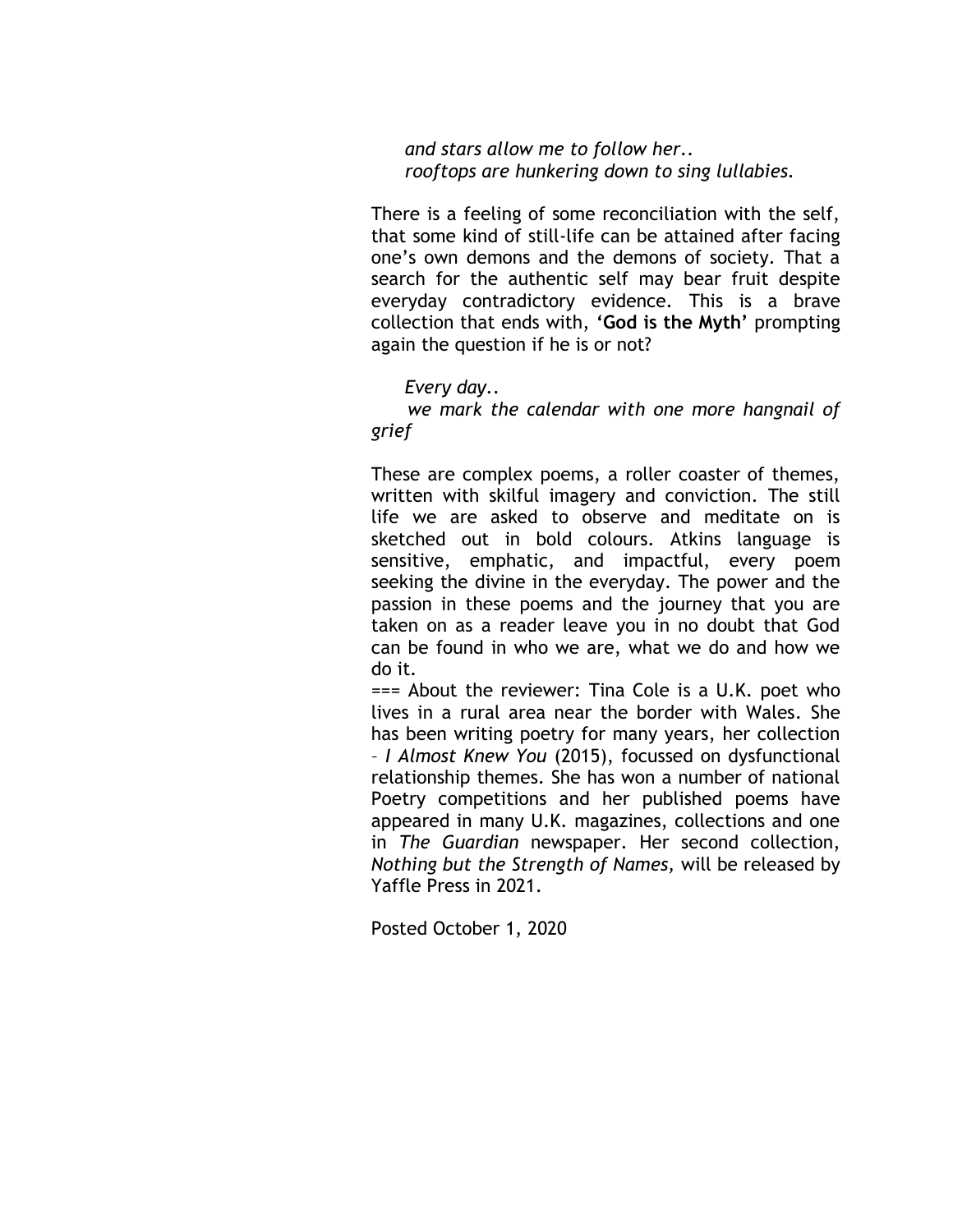*and stars allow me to follow her..*
*rooftops are hunkering down to sing lullabies.*

There is a feeling of some reconciliation with the self, that some kind of still-life can be attained after facing one's own demons and the demons of society. That a search for the authentic self may bear fruit despite everyday contradictory evidence. This is a brave collection that ends with, **'God is the Myth'** prompting again the question if he is or not?

*Every day..*
*we mark the calendar with one more hangnail of grief*

These are complex poems, a roller coaster of themes, written with skilful imagery and conviction. The still life we are asked to observe and meditate on is sketched out in bold colours. Atkins language is sensitive, emphatic, and impactful, every poem seeking the divine in the everyday. The power and the passion in these poems and the journey that you are taken on as a reader leave you in no doubt that God can be found in who we are, what we do and how we do it.

=== About the reviewer: Tina Cole is a U.K. poet who lives in a rural area near the border with Wales. She has been writing poetry for many years, her collection – *I Almost Knew You* (2015), focussed on dysfunctional relationship themes. She has won a number of national Poetry competitions and her published poems have appeared in many U.K. magazines, collections and one in *The Guardian* newspaper. Her second collection, *Nothing but the Strength of Names,* will be released by Yaffle Press in 2021.

Posted October 1, 2020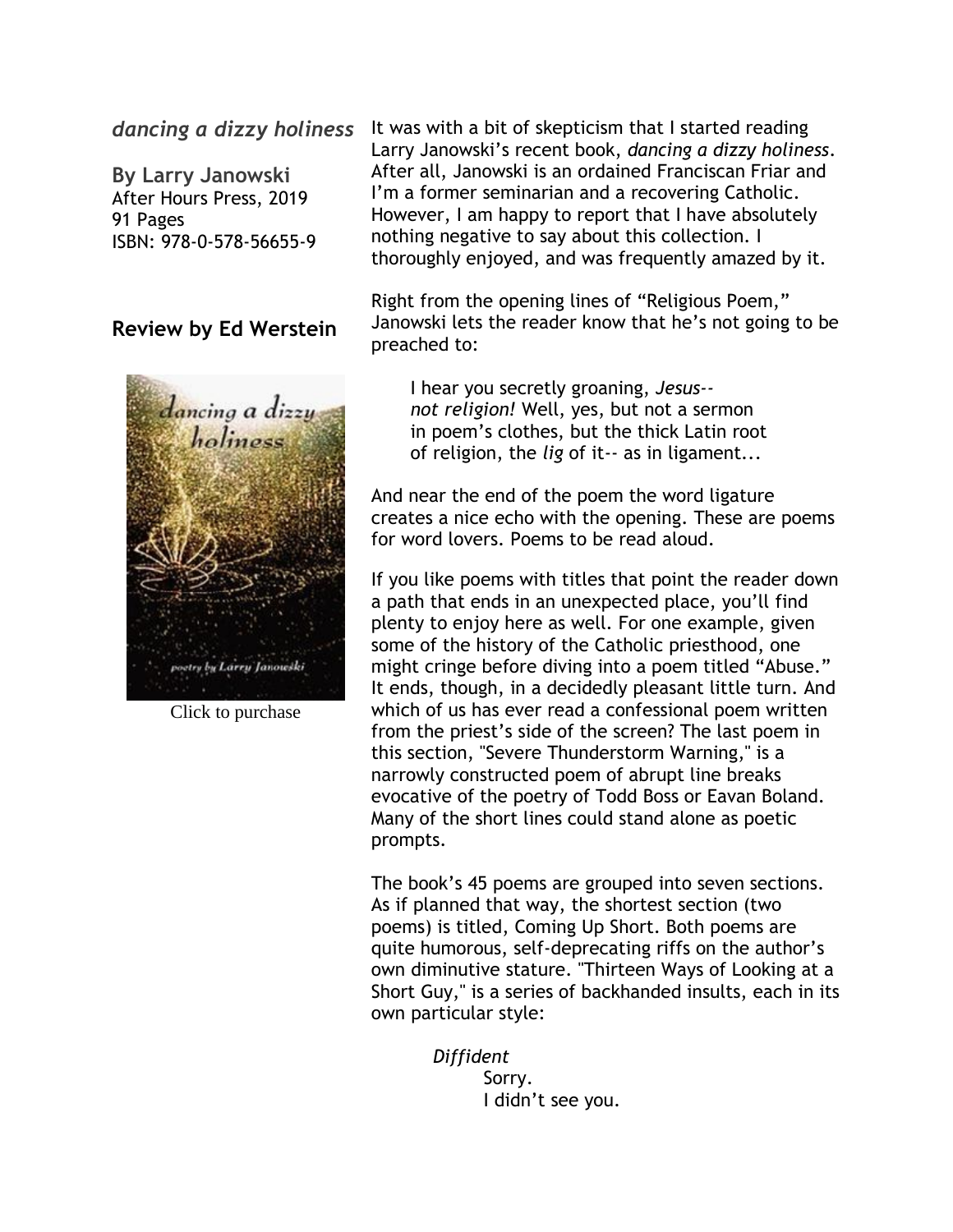## *dancing a dizzy holiness*

**By Larry Janowski**
After Hours Press, 2019
91 Pages
ISBN: 978-0-578-56655-9

### Review by Ed Werstein

Click to purchase

It was with a bit of skepticism that I started reading Larry Janowski's recent book, *dancing a dizzy holiness*. After all, Janowski is an ordained Franciscan Friar and I'm a former seminarian and a recovering Catholic. However, I am happy to report that I have absolutely nothing negative to say about this collection. I thoroughly enjoyed, and was frequently amazed by it.

Right from the opening lines of "Religious Poem," Janowski lets the reader know that he's not going to be preached to:

> I hear you secretly groaning, *Jesus--*
> *not religion!* Well, yes, but not a sermon
> in poem's clothes, but the thick Latin root
> of religion, the *lig* of it-- as in ligament...

And near the end of the poem the word ligature creates a nice echo with the opening. These are poems for word lovers. Poems to be read aloud.

If you like poems with titles that point the reader down a path that ends in an unexpected place, you'll find plenty to enjoy here as well. For one example, given some of the history of the Catholic priesthood, one might cringe before diving into a poem titled "Abuse." It ends, though, in a decidedly pleasant little turn. And which of us has ever read a confessional poem written from the priest's side of the screen? The last poem in this section, "Severe Thunderstorm Warning," is a narrowly constructed poem of abrupt line breaks evocative of the poetry of Todd Boss or Eavan Boland. Many of the short lines could stand alone as poetic prompts.

The book's 45 poems are grouped into seven sections. As if planned that way, the shortest section (two poems) is titled, Coming Up Short. Both poems are quite humorous, self-deprecating riffs on the author's own diminutive stature. "Thirteen Ways of Looking at a Short Guy," is a series of backhanded insults, each in its own particular style:

> *Diffident*
> Sorry.
> I didn't see you.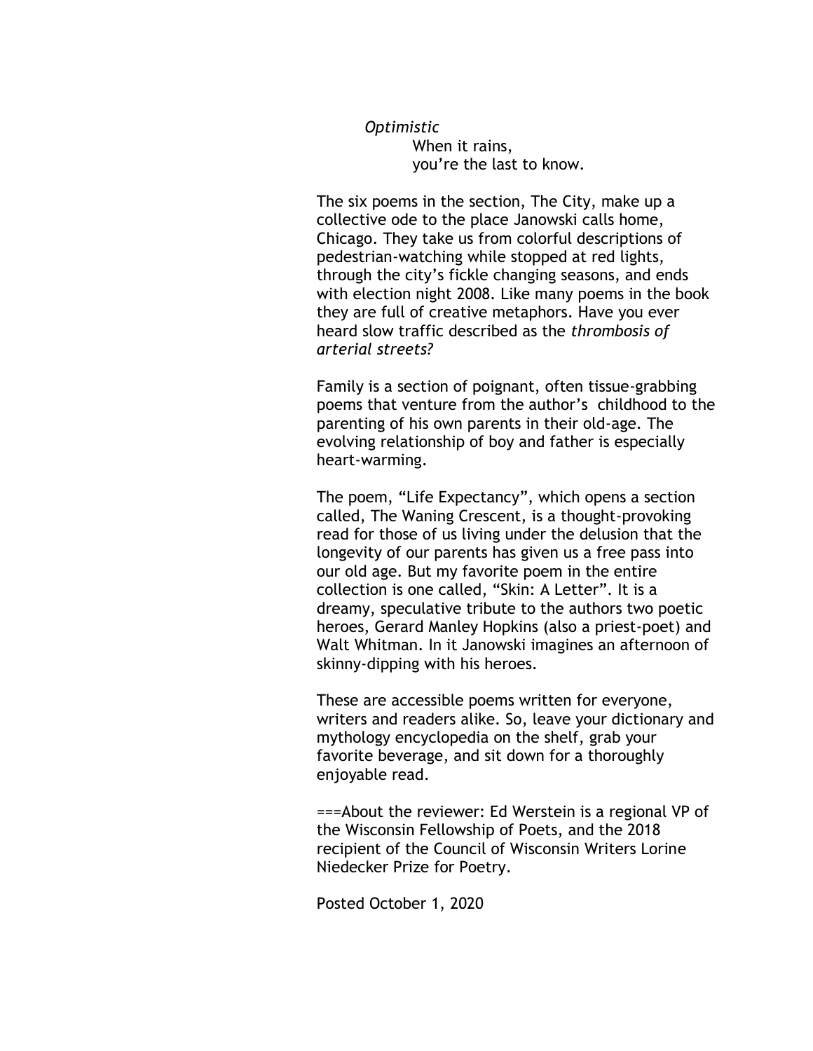*Optimistic*

When it rains,  
you're the last to know.

The six poems in the section, The City, make up a collective ode to the place Janowski calls home, Chicago. They take us from colorful descriptions of pedestrian-watching while stopped at red lights, through the city's fickle changing seasons, and ends with election night 2008. Like many poems in the book they are full of creative metaphors. Have you ever heard slow traffic described as the *thrombosis of arterial streets?*

Family is a section of poignant, often tissue-grabbing poems that venture from the author's childhood to the parenting of his own parents in their old-age. The evolving relationship of boy and father is especially heart-warming.

The poem, "Life Expectancy", which opens a section called, The Waning Crescent, is a thought-provoking read for those of us living under the delusion that the longevity of our parents has given us a free pass into our old age. But my favorite poem in the entire collection is one called, "Skin: A Letter". It is a dreamy, speculative tribute to the authors two poetic heroes, Gerard Manley Hopkins (also a priest-poet) and Walt Whitman. In it Janowski imagines an afternoon of skinny-dipping with his heroes.

These are accessible poems written for everyone, writers and readers alike. So, leave your dictionary and mythology encyclopedia on the shelf, grab your favorite beverage, and sit down for a thoroughly enjoyable read.

===About the reviewer: Ed Werstein is a regional VP of the Wisconsin Fellowship of Poets, and the 2018 recipient of the Council of Wisconsin Writers Lorine Niedecker Prize for Poetry.

Posted October 1, 2020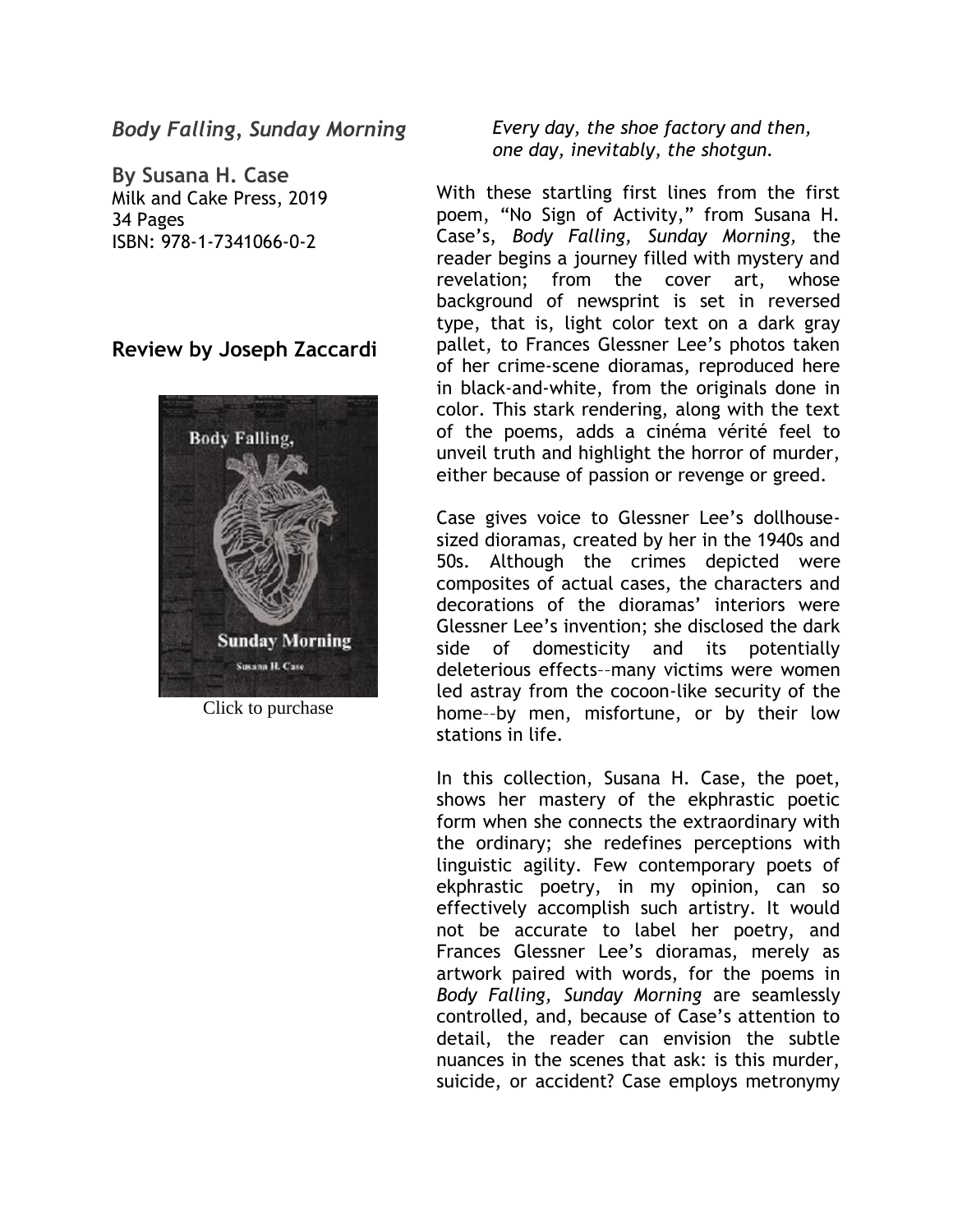*Body Falling, Sunday Morning*

**By Susana H. Case**
Milk and Cake Press, 2019
34 Pages
ISBN: 978-1-7341066-0-2

## Review by Joseph Zaccardi

Click to purchase

*Every day, the shoe factory and then,*
*one day, inevitably, the shotgun.*

With these startling first lines from the first poem, "No Sign of Activity," from Susana H. Case's, *Body Falling, Sunday Morning,* the reader begins a journey filled with mystery and revelation; from the cover art, whose background of newsprint is set in reversed type, that is, light color text on a dark gray pallet, to Frances Glessner Lee's photos taken of her crime-scene dioramas, reproduced here in black-and-white, from the originals done in color. This stark rendering, along with the text of the poems, adds a cinéma vérité feel to unveil truth and highlight the horror of murder, either because of passion or revenge or greed.

Case gives voice to Glessner Lee's dollhouse-sized dioramas, created by her in the 1940s and 50s. Although the crimes depicted were composites of actual cases, the characters and decorations of the dioramas' interiors were Glessner Lee's invention; she disclosed the dark side of domesticity and its potentially deleterious effects––many victims were women led astray from the cocoon-like security of the home––by men, misfortune, or by their low stations in life.

In this collection, Susana H. Case, the poet, shows her mastery of the ekphrastic poetic form when she connects the extraordinary with the ordinary; she redefines perceptions with linguistic agility. Few contemporary poets of ekphrastic poetry, in my opinion, can so effectively accomplish such artistry. It would not be accurate to label her poetry, and Frances Glessner Lee's dioramas, merely as artwork paired with words, for the poems in *Body Falling, Sunday Morning* are seamlessly controlled, and, because of Case's attention to detail, the reader can envision the subtle nuances in the scenes that ask: is this murder, suicide, or accident? Case employs metronymy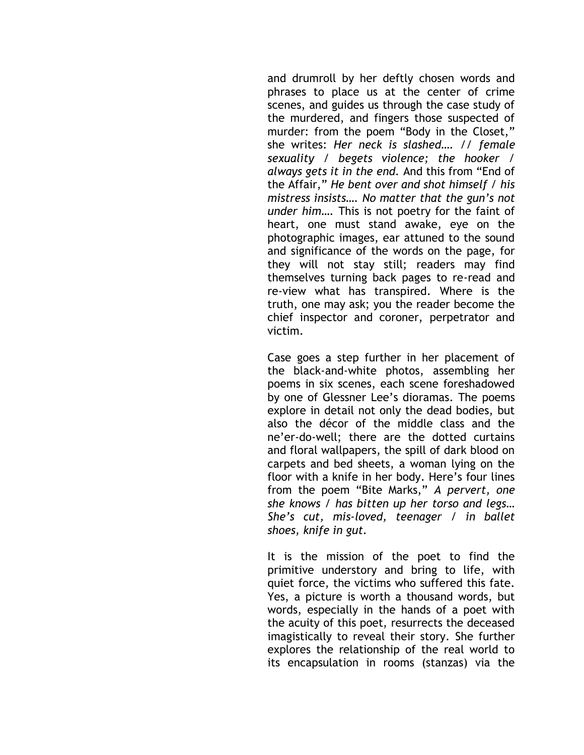and drumroll by her deftly chosen words and phrases to place us at the center of crime scenes, and guides us through the case study of the murdered, and fingers those suspected of murder: from the poem “Body in the Closet,” she writes: *Her neck is slashed…. // female sexuality / begets violence; the hooker / always gets it in the end.* And this from “End of the Affair,” *He bent over and shot himself / his mistress insists…. No matter that the gun’s not under him….* This is not poetry for the faint of heart, one must stand awake, eye on the photographic images, ear attuned to the sound and significance of the words on the page, for they will not stay still; readers may find themselves turning back pages to re-read and re-view what has transpired. Where is the truth, one may ask; you the reader become the chief inspector and coroner, perpetrator and victim.

Case goes a step further in her placement of the black-and-white photos, assembling her poems in six scenes, each scene foreshadowed by one of Glessner Lee’s dioramas. The poems explore in detail not only the dead bodies, but also the décor of the middle class and the ne’er-do-well; there are the dotted curtains and floral wallpapers, the spill of dark blood on carpets and bed sheets, a woman lying on the floor with a knife in her body. Here’s four lines from the poem “Bite Marks,” *A pervert, one she knows / has bitten up her torso and legs… She’s cut, mis-loved, teenager / in ballet shoes, knife in gut.*

It is the mission of the poet to find the primitive understory and bring to life, with quiet force, the victims who suffered this fate. Yes, a picture is worth a thousand words, but words, especially in the hands of a poet with the acuity of this poet, resurrects the deceased imagistically to reveal their story. She further explores the relationship of the real world to its encapsulation in rooms (stanzas) via the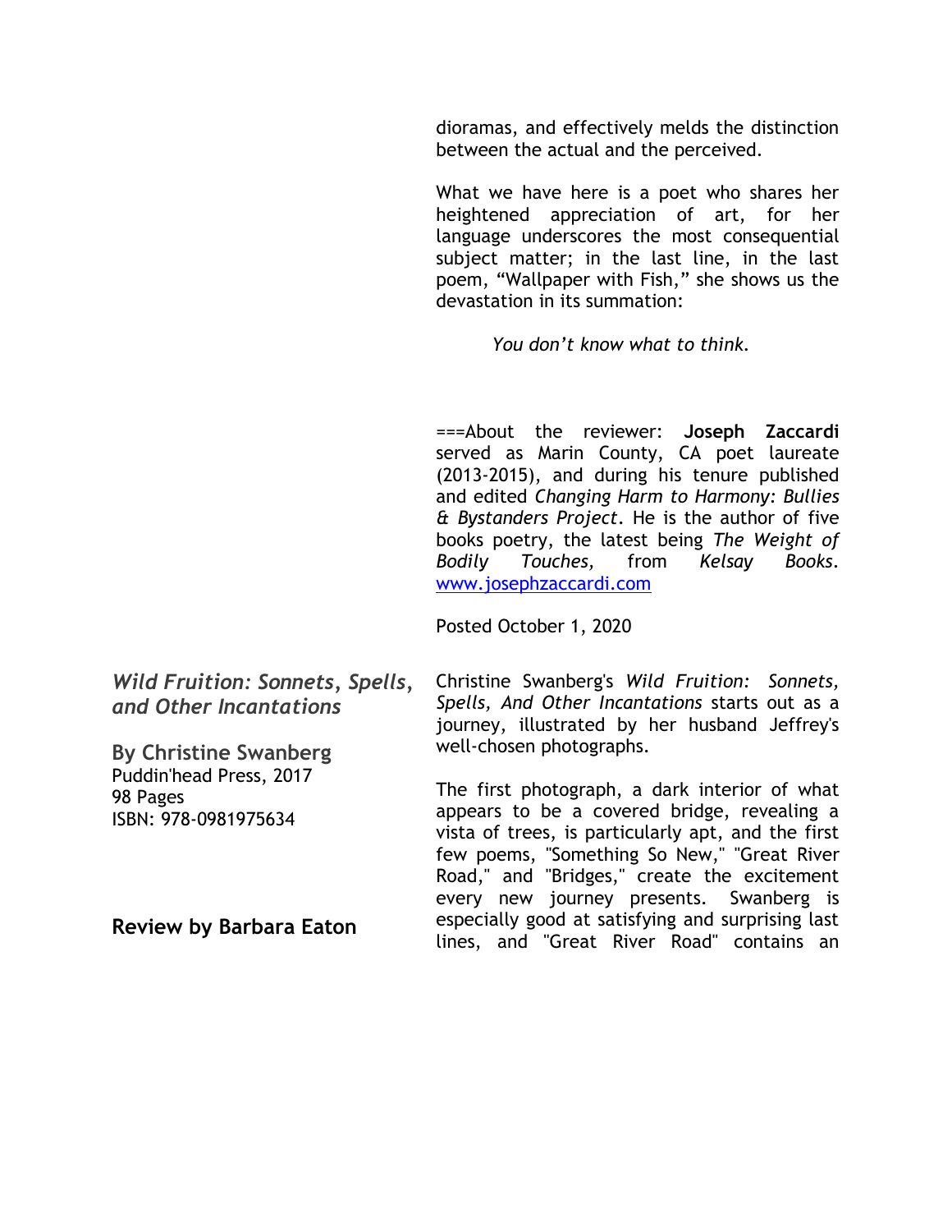dioramas, and effectively melds the distinction between the actual and the perceived.

What we have here is a poet who shares her heightened appreciation of art, for her language underscores the most consequential subject matter; in the last line, in the last poem, "Wallpaper with Fish," she shows us the devastation in its summation:

*You don't know what to think.*

===About the reviewer: **Joseph Zaccardi** served as Marin County, CA poet laureate (2013-2015), and during his tenure published and edited *Changing Harm to Harmony: Bullies & Bystanders Project*. He is the author of five books poetry, the latest being *The Weight of Bodily Touches,* from *Kelsay Books*. [www.josephzaccardi.com](http://www.josephzaccardi.com)

Posted October 1, 2020

## *Wild Fruition: Sonnets, Spells, and Other Incantations*

**By Christine Swanberg**
Puddin'head Press, 2017
98 Pages
ISBN: 978-0981975634

**Review by Barbara Eaton**

Christine Swanberg's *Wild Fruition: Sonnets, Spells, And Other Incantations* starts out as a journey, illustrated by her husband Jeffrey's well-chosen photographs.

The first photograph, a dark interior of what appears to be a covered bridge, revealing a vista of trees, is particularly apt, and the first few poems, "Something So New," "Great River Road," and "Bridges," create the excitement every new journey presents. Swanberg is especially good at satisfying and surprising last lines, and "Great River Road" contains an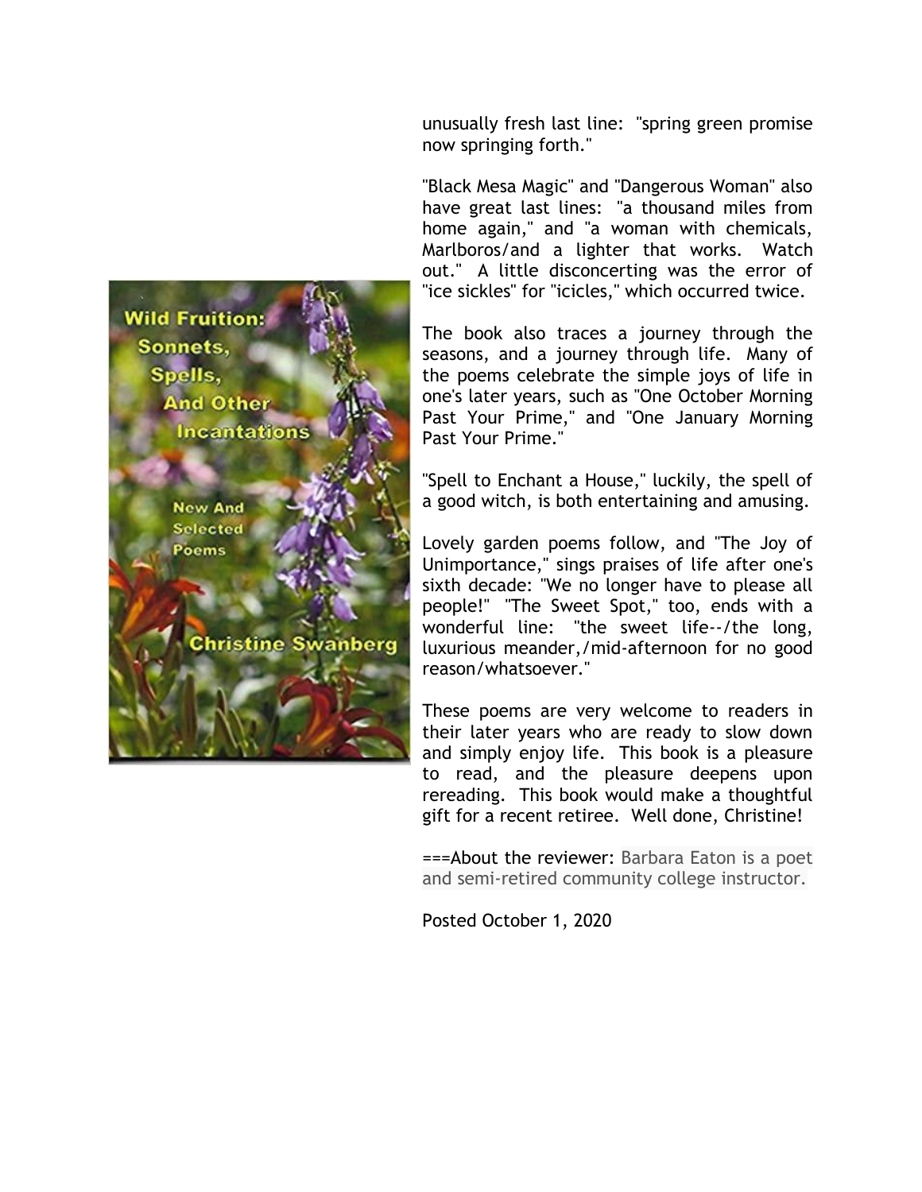unusually fresh last line: "spring green promise now springing forth."

"Black Mesa Magic" and "Dangerous Woman" also have great last lines: "a thousand miles from home again," and "a woman with chemicals, Marlboros/and a lighter that works. Watch out." A little disconcerting was the error of "ice sickles" for "icicles," which occurred twice.

The book also traces a journey through the seasons, and a journey through life. Many of the poems celebrate the simple joys of life in one's later years, such as "One October Morning Past Your Prime," and "One January Morning Past Your Prime."

"Spell to Enchant a House," luckily, the spell of a good witch, is both entertaining and amusing.

Lovely garden poems follow, and "The Joy of Unimportance," sings praises of life after one's sixth decade: "We no longer have to please all people!" "The Sweet Spot," too, ends with a wonderful line: "the sweet life--/the long, luxurious meander,/mid-afternoon for no good reason/whatsoever."

These poems are very welcome to readers in their later years who are ready to slow down and simply enjoy life. This book is a pleasure to read, and the pleasure deepens upon rereading. This book would make a thoughtful gift for a recent retiree. Well done, Christine!

===About the reviewer: Barbara Eaton is a poet and semi-retired community college instructor.

Posted October 1, 2020